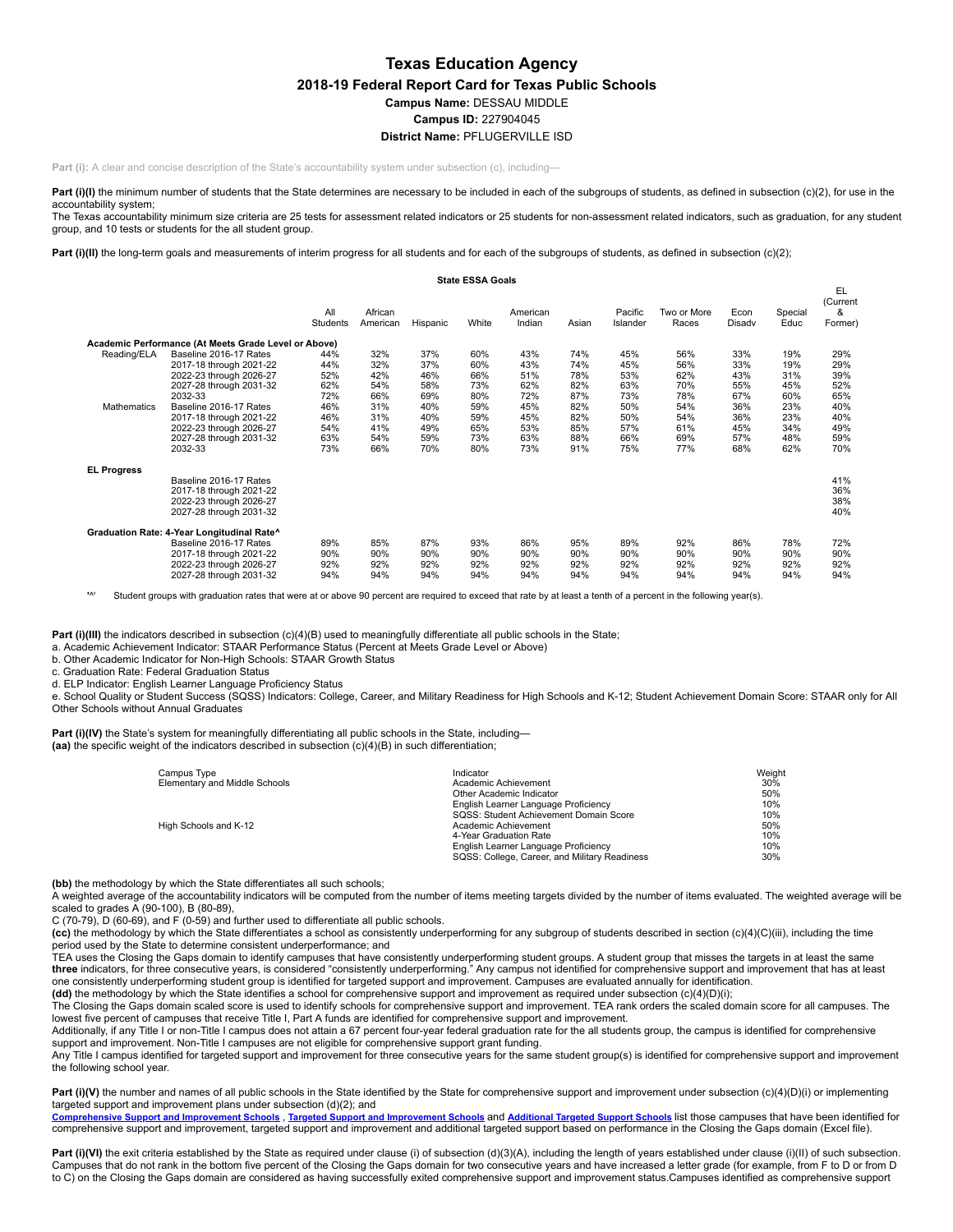# Texas Education Agency

## 2018-19 Federal Report Card for Texas Public Schools

**Campus Name:** DESSAU MIDDLE

**Campus ID:** 227904045

**District Name:** PFLUGERVILLE ISD

**Part (i):** A clear and concise description of the State's accountability system under subsection (c), including—

**Part (i)(I)** the minimum number of students that the State determines are necessary to be included in each of the subgroups of students, as defined in subsection (c)(2), for use in the accountability system;

The Texas accountability minimum size criteria are 25 tests for assessment related indicators or 25 students for non-assessment related indicators, such as graduation, for any student group, and 10 tests or students for the all student group.

**Part (i)(II)** the long-term goals and measurements of interim progress for all students and for each of the subgroups of students, as defined in subsection (c)(2);

**State ESSA Goals**

| | | All Students | African American | Hispanic | White | American Indian | Asian | Pacific Islander | Two or More Races | Econ Disadv | Special Educ | EL (Current & Former) |
|---|---|---|---|---|---|---|---|---|---|---|---|---|
| **Academic Performance (At Meets Grade Level or Above)** | | | | | | | | | | | | |
| Reading/ELA | Baseline 2016-17 Rates | 44% | 32% | 37% | 60% | 43% | 74% | 45% | 56% | 33% | 19% | 29% |
| | 2017-18 through 2021-22 | 44% | 32% | 37% | 60% | 43% | 74% | 45% | 56% | 33% | 19% | 29% |
| | 2022-23 through 2026-27 | 52% | 42% | 46% | 66% | 51% | 78% | 53% | 62% | 43% | 31% | 39% |
| | 2027-28 through 2031-32 | 62% | 54% | 58% | 73% | 62% | 82% | 63% | 70% | 55% | 45% | 52% |
| | 2032-33 | 72% | 66% | 69% | 80% | 72% | 87% | 73% | 78% | 67% | 60% | 65% |
| Mathematics | Baseline 2016-17 Rates | 46% | 31% | 40% | 59% | 45% | 82% | 50% | 54% | 36% | 23% | 40% |
| | 2017-18 through 2021-22 | 46% | 31% | 40% | 59% | 45% | 82% | 50% | 54% | 36% | 23% | 40% |
| | 2022-23 through 2026-27 | 54% | 41% | 49% | 65% | 53% | 85% | 57% | 61% | 45% | 34% | 49% |
| | 2027-28 through 2031-32 | 63% | 54% | 59% | 73% | 63% | 88% | 66% | 69% | 57% | 48% | 59% |
| | 2032-33 | 73% | 66% | 70% | 80% | 73% | 91% | 75% | 77% | 68% | 62% | 70% |
| **EL Progress** | | | | | | | | | | | | |
| | Baseline 2016-17 Rates | | | | | | | | | | | 41% |
| | 2017-18 through 2021-22 | | | | | | | | | | | 36% |
| | 2022-23 through 2026-27 | | | | | | | | | | | 38% |
| | 2027-28 through 2031-32 | | | | | | | | | | | 40% |
| **Graduation Rate: 4-Year Longitudinal Rate^** | | | | | | | | | | | | |
| | Baseline 2016-17 Rates | 89% | 85% | 87% | 93% | 86% | 95% | 89% | 92% | 86% | 78% | 72% |
| | 2017-18 through 2021-22 | 90% | 90% | 90% | 90% | 90% | 90% | 90% | 90% | 90% | 90% | 90% |
| | 2022-23 through 2026-27 | 92% | 92% | 92% | 92% | 92% | 92% | 92% | 92% | 92% | 92% | 92% |
| | 2027-28 through 2031-32 | 94% | 94% | 94% | 94% | 94% | 94% | 94% | 94% | 94% | 94% | 94% |

'^' Student groups with graduation rates that were at or above 90 percent are required to exceed that rate by at least a tenth of a percent in the following year(s).

**Part (i)(III)** the indicators described in subsection (c)(4)(B) used to meaningfully differentiate all public schools in the State;

a. Academic Achievement Indicator: STAAR Performance Status (Percent at Meets Grade Level or Above)
b. Other Academic Indicator for Non-High Schools: STAAR Growth Status
c. Graduation Rate: Federal Graduation Status
d. ELP Indicator: English Learner Language Proficiency Status
e. School Quality or Student Success (SQSS) Indicators: College, Career, and Military Readiness for High Schools and K-12; Student Achievement Domain Score: STAAR only for All Other Schools without Annual Graduates

**Part (i)(IV)** the State's system for meaningfully differentiating all public schools in the State, including—
**(aa)** the specific weight of the indicators described in subsection (c)(4)(B) in such differentiation;

| Campus Type | Indicator | Weight |
|---|---|---|
| Elementary and Middle Schools | Academic Achievement | 30% |
| | Other Academic Indicator | 50% |
| | English Learner Language Proficiency | 10% |
| | SQSS: Student Achievement Domain Score | 10% |
| High Schools and K-12 | Academic Achievement | 50% |
| | 4-Year Graduation Rate | 10% |
| | English Learner Language Proficiency | 10% |
| | SQSS: College, Career, and Military Readiness | 30% |

**(bb)** the methodology by which the State differentiates all such schools;

A weighted average of the accountability indicators will be computed from the number of items meeting targets divided by the number of items evaluated. The weighted average will be scaled to grades A (90-100), B (80-89),
C (70-79), D (60-69), and F (0-59) and further used to differentiate all public schools.

**(cc)** the methodology by which the State differentiates a school as consistently underperforming for any subgroup of students described in section (c)(4)(C)(iii), including the time period used by the State to determine consistent underperformance; and

TEA uses the Closing the Gaps domain to identify campuses that have consistently underperforming student groups. A student group that misses the targets in at least the same **three** indicators, for three consecutive years, is considered "consistently underperforming." Any campus not identified for comprehensive support and improvement that has at least one consistently underperforming student group is identified for targeted support and improvement. Campuses are evaluated annually for identification.

**(dd)** the methodology by which the State identifies a school for comprehensive support and improvement as required under subsection (c)(4)(D)(i);

The Closing the Gaps domain scaled score is used to identify schools for comprehensive support and improvement. TEA rank orders the scaled domain score for all campuses. The lowest five percent of campuses that receive Title I, Part A funds are identified for comprehensive support and improvement.

Additionally, if any Title I or non-Title I campus does not attain a 67 percent four-year federal graduation rate for the all students group, the campus is identified for comprehensive support and improvement. Non-Title I campuses are not eligible for comprehensive support grant funding.

Any Title I campus identified for targeted support and improvement for three consecutive years for the same student group(s) is identified for comprehensive support and improvement the following school year.

**Part (i)(V)** the number and names of all public schools in the State identified by the State for comprehensive support and improvement under subsection (c)(4)(D)(i) or implementing targeted support and improvement plans under subsection (d)(2); and

**Comprehensive Support and Improvement Schools** , **Targeted Support and Improvement Schools** and **Additional Targeted Support Schools** list those campuses that have been identified for comprehensive support and improvement, targeted support and improvement and additional targeted support based on performance in the Closing the Gaps domain (Excel file).

**Part (i)(VI)** the exit criteria established by the State as required under clause (i) of subsection (d)(3)(A), including the length of years established under clause (i)(II) of such subsection. Campuses that do not rank in the bottom five percent of the Closing the Gaps domain for two consecutive years and have increased a letter grade (for example, from F to D or from D to C) on the Closing the Gaps domain are considered as having successfully exited comprehensive support and improvement status.Campuses identified as comprehensive support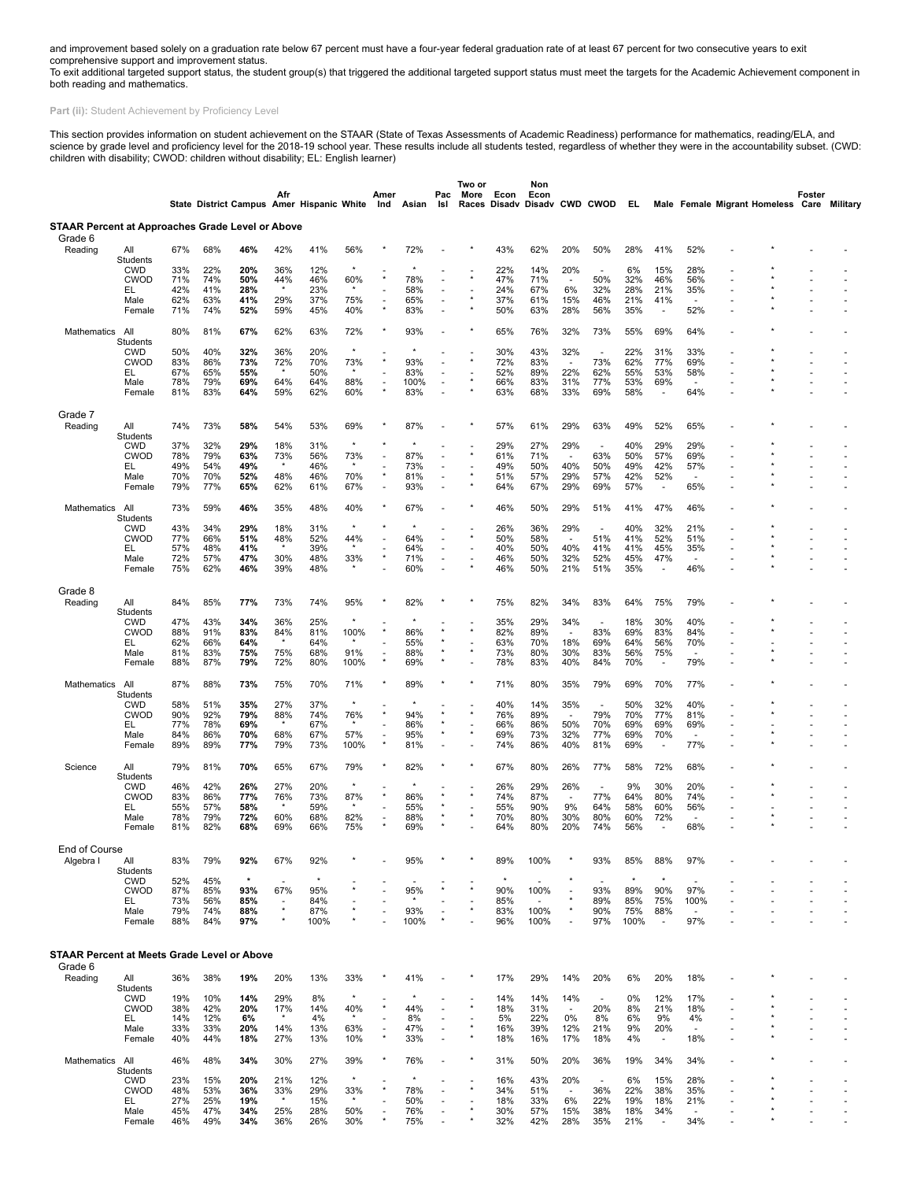and improvement based solely on a graduation rate below 67 percent must have a four-year federal graduation rate of at least 67 percent for two consecutive years to exit comprehensive support and improvement status.
To exit additional targeted support status, the student group(s) that triggered the additional targeted support status must meet the targets for the Academic Achievement component in both reading and mathematics.

**Part (ii):** Student Achievement by Proficiency Level

This section provides information on student achievement on the STAAR (State of Texas Assessments of Academic Readiness) performance for mathematics, reading/ELA, and science by grade level and proficiency level for the 2018-19 school year. These results include all students tested, regardless of whether they were in the accountability subset. (CWD: children with disability; CWOD: children without disability; EL: English learner)

| | | State | District | Campus | Afr Amer | Hispanic | White | Amer Ind | Asian | Pac Isl | Two or More Races | Econ Disadv | Non Econ Disadv | CWD | CWOD | EL | Male | Female | Migrant | Homeless | Foster Care | Military |
|---|---|---|---|---|---|---|---|---|---|---|---|---|---|---|---|---|---|---|---|---|---|---|
| **STAAR Percent at Approaches Grade Level or Above** | | | | | | | | | | | | | | | | | | | | | | |
| Grade 6 | | | | | | | | | | | | | | | | | | | | | | |
| Reading | All Students | 67% | 68% | **46%** | 42% | 41% | 56% | * | 72% | - | * | 43% | 62% | 20% | 50% | 28% | 41% | 52% | - | * | - | - |
| | CWD | 33% | 22% | **20%** | 36% | 12% | * | - | * | - | - | 22% | 14% | 20% | - | 6% | 15% | 28% | - | * | - | - |
| | CWOD | 71% | 74% | **50%** | 44% | 46% | 60% | * | 78% | - | * | 47% | 71% | - | 50% | 32% | 46% | 56% | - | * | - | - |
| | EL | 42% | 41% | **28%** | * | 23% | * | - | 58% | - | - | 24% | 67% | 6% | 32% | 28% | 21% | 35% | - | * | - | - |
| | Male | 62% | 63% | **41%** | 29% | 37% | 75% | - | 65% | - | * | 37% | 61% | 15% | 46% | 21% | 41% | - | - | * | - | - |
| | Female | 71% | 74% | **52%** | 59% | 45% | 40% | * | 83% | - | * | 50% | 63% | 28% | 56% | 35% | - | 52% | - | * | - | - |
| Mathematics | All Students | 80% | 81% | **67%** | 62% | 63% | 72% | * | 93% | - | * | 65% | 76% | 32% | 73% | 55% | 69% | 64% | - | * | - | - |
| | CWD | 50% | 40% | **32%** | 36% | 20% | * | - | * | - | - | 30% | 43% | 32% | - | 22% | 31% | 33% | - | * | - | - |
| | CWOD | 83% | 86% | **73%** | 72% | 70% | 73% | * | 93% | - | * | 72% | 83% | - | 73% | 62% | 77% | 69% | - | * | - | - |
| | EL | 67% | 65% | **55%** | * | 50% | * | - | 83% | - | - | 52% | 89% | 22% | 62% | 55% | 53% | 58% | - | * | - | - |
| | Male | 78% | 79% | **69%** | 64% | 64% | 88% | - | 100% | - | * | 66% | 83% | 31% | 77% | 53% | 69% | - | - | * | - | - |
| | Female | 81% | 83% | **64%** | 59% | 62% | 60% | * | 83% | - | * | 63% | 68% | 33% | 69% | 58% | - | 64% | - | * | - | - |
| Grade 7 | | | | | | | | | | | | | | | | | | | | | | |
| Reading | All Students | 74% | 73% | **58%** | 54% | 53% | 69% | * | 87% | - | * | 57% | 61% | 29% | 63% | 49% | 52% | 65% | - | * | - | - |
| | CWD | 37% | 32% | **29%** | 18% | 31% | * | * | * | - | - | 29% | 27% | 29% | - | 40% | 29% | 29% | - | * | - | - |
| | CWOD | 78% | 79% | **63%** | 73% | 56% | 73% | - | 87% | - | * | 61% | 71% | - | 63% | 50% | 57% | 69% | - | * | - | - |
| | EL | 49% | 54% | **49%** | * | 46% | * | - | 73% | - | - | 49% | 50% | 40% | 50% | 49% | 42% | 57% | - | * | - | - |
| | Male | 70% | 70% | **52%** | 48% | 46% | 70% | * | 81% | - | * | 51% | 57% | 29% | 57% | 42% | 52% | - | - | * | - | - |
| | Female | 79% | 77% | **65%** | 62% | 61% | 67% | - | 93% | - | * | 64% | 67% | 29% | 69% | 57% | - | 65% | - | * | - | - |
| Mathematics | All Students | 73% | 59% | **46%** | 35% | 48% | 40% | * | 67% | - | * | 46% | 50% | 29% | 51% | 41% | 47% | 46% | - | * | - | - |
| | CWD | 43% | 34% | **29%** | 18% | 31% | * | * | * | - | - | 26% | 36% | 29% | - | 40% | 32% | 21% | - | * | - | - |
| | CWOD | 77% | 66% | **51%** | 48% | 52% | 44% | - | 64% | - | * | 50% | 58% | - | 51% | 41% | 52% | 51% | - | * | - | - |
| | EL | 57% | 48% | **41%** | * | 39% | * | - | 64% | - | - | 40% | 50% | 40% | 41% | 41% | 45% | 35% | - | * | - | - |
| | Male | 72% | 57% | **47%** | 30% | 48% | 33% | * | 71% | - | - | 46% | 50% | 32% | 52% | 45% | 47% | - | - | * | - | - |
| | Female | 75% | 62% | **46%** | 39% | 48% | * | - | 60% | - | * | 46% | 50% | 21% | 51% | 35% | - | 46% | - | * | - | - |
| Grade 8 | | | | | | | | | | | | | | | | | | | | | | |
| Reading | All Students | 84% | 85% | **77%** | 73% | 74% | 95% | * | 82% | * | * | 75% | 82% | 34% | 83% | 64% | 75% | 79% | - | * | - | - |
| | CWD | 47% | 43% | **34%** | 36% | 25% | * | - | * | - | - | 35% | 29% | 34% | - | 18% | 30% | 40% | - | * | - | - |
| | CWOD | 88% | 91% | **83%** | 84% | 81% | 100% | * | 86% | * | * | 82% | 89% | - | 83% | 69% | 83% | 84% | - | * | - | - |
| | EL | 62% | 66% | **64%** | * | 64% | * | - | 55% | * | - | 63% | 70% | 18% | 69% | 64% | 56% | 70% | - | - | - | - |
| | Male | 81% | 83% | **75%** | 75% | 68% | 91% | - | 88% | * | * | 73% | 80% | 30% | 83% | 56% | 75% | - | - | * | - | - |
| | Female | 88% | 87% | **79%** | 72% | 80% | 100% | * | 69% | * | - | 78% | 83% | 40% | 84% | 70% | - | 79% | - | * | - | - |
| Mathematics | All Students | 87% | 88% | **73%** | 75% | 70% | 71% | * | 89% | * | * | 71% | 80% | 35% | 79% | 69% | 70% | 77% | - | * | - | - |
| | CWD | 58% | 51% | **35%** | 27% | 37% | * | - | * | - | - | 40% | 14% | 35% | - | 50% | 32% | 40% | - | * | - | - |
| | CWOD | 90% | 92% | **79%** | 88% | 74% | 76% | * | 94% | * | * | 76% | 89% | - | 79% | 70% | 77% | 81% | - | * | - | - |
| | EL | 77% | 78% | **69%** | * | 67% | * | - | 86% | * | - | 66% | 86% | 50% | 70% | 69% | 69% | 69% | - | - | - | - |
| | Male | 84% | 86% | **70%** | 68% | 67% | 57% | - | 95% | * | * | 69% | 73% | 32% | 77% | 69% | 70% | - | - | * | - | - |
| | Female | 89% | 89% | **77%** | 79% | 73% | 100% | * | 81% | - | - | 74% | 86% | 40% | 81% | 69% | - | 77% | - | * | - | - |
| Science | All Students | 79% | 81% | **70%** | 65% | 67% | 79% | * | 82% | * | * | 67% | 80% | 26% | 77% | 58% | 72% | 68% | - | * | - | - |
| | CWD | 46% | 42% | **26%** | 27% | 20% | * | - | * | - | - | 26% | 29% | 26% | - | 9% | 30% | 20% | - | * | - | - |
| | CWOD | 83% | 86% | **77%** | 76% | 73% | 87% | * | 86% | * | * | 74% | 87% | - | 77% | 64% | 80% | 74% | - | * | - | - |
| | EL | 55% | 57% | **58%** | * | 59% | * | - | 55% | * | - | 55% | 90% | 9% | 64% | 58% | 60% | 56% | - | - | - | - |
| | Male | 78% | 79% | **72%** | 60% | 68% | 82% | - | 88% | * | * | 70% | 80% | 30% | 80% | 60% | 72% | - | - | * | - | - |
| | Female | 81% | 82% | **68%** | 69% | 66% | 75% | * | 69% | * | - | 64% | 80% | 20% | 74% | 56% | - | 68% | - | * | - | - |
| End of Course | | | | | | | | | | | | | | | | | | | | | | |
| Algebra I | All Students | 83% | 79% | **92%** | 67% | 92% | * | - | 95% | * | * | 89% | 100% | * | 93% | 85% | 88% | 97% | - | - | - | - |
| | CWD | 52% | 45% | ***** | - | * | - | - | - | - | - | * | - | * | - | * | * | - | - | - | - | - |
| | CWOD | 87% | 85% | **93%** | 67% | 95% | * | - | 95% | * | * | 90% | 100% | - | 93% | 89% | 90% | 97% | - | - | - | - |
| | EL | 73% | 56% | **85%** | - | 84% | - | - | * | - | - | 85% | - | * | 89% | 85% | 75% | 100% | - | - | - | - |
| | Male | 79% | 74% | **88%** | * | 87% | * | - | 93% | - | * | 83% | 100% | * | 90% | 75% | 88% | - | - | - | - | - |
| | Female | 88% | 84% | **97%** | * | 100% | * | - | 100% | * | - | 96% | 100% | - | 97% | 100% | - | 97% | - | - | - | - |
| **STAAR Percent at Meets Grade Level or Above** | | | | | | | | | | | | | | | | | | | | | | |
| Grade 6 | | | | | | | | | | | | | | | | | | | | | | |
| Reading | All Students | 36% | 38% | **19%** | 20% | 13% | 33% | * | 41% | - | * | 17% | 29% | 14% | 20% | 6% | 20% | 18% | - | * | - | - |
| | CWD | 19% | 10% | **14%** | 29% | 8% | * | - | * | - | - | 14% | 14% | 14% | - | 0% | 12% | 17% | - | * | - | - |
| | CWOD | 38% | 42% | **20%** | 17% | 14% | 40% | * | 44% | - | * | 18% | 31% | - | 20% | 8% | 21% | 18% | - | * | - | - |
| | EL | 14% | 12% | **6%** | * | 4% | * | - | 8% | - | - | 5% | 22% | 0% | 8% | 6% | 9% | 4% | - | * | - | - |
| | Male | 33% | 33% | **20%** | 14% | 13% | 63% | - | 47% | - | * | 16% | 39% | 12% | 21% | 9% | 20% | - | - | * | - | - |
| | Female | 40% | 44% | **18%** | 27% | 13% | 10% | * | 33% | - | * | 18% | 16% | 17% | 18% | 4% | - | 18% | - | * | - | - |
| Mathematics | All Students | 46% | 48% | **34%** | 30% | 27% | 39% | * | 76% | - | * | 31% | 50% | 20% | 36% | 19% | 34% | 34% | - | * | - | - |
| | CWD | 23% | 15% | **20%** | 21% | 12% | * | - | * | - | - | 16% | 43% | 20% | - | 6% | 15% | 28% | - | * | - | - |
| | CWOD | 48% | 53% | **36%** | 33% | 29% | 33% | * | 78% | - | * | 34% | 51% | - | 36% | 22% | 38% | 35% | - | * | - | - |
| | EL | 27% | 25% | **19%** | * | 15% | * | - | 50% | - | - | 18% | 33% | 6% | 22% | 19% | 18% | 21% | - | * | - | - |
| | Male | 45% | 47% | **34%** | 25% | 28% | 50% | - | 76% | - | * | 30% | 57% | 15% | 38% | 18% | 34% | - | - | * | - | - |
| | Female | 46% | 49% | **34%** | 36% | 26% | 30% | * | 75% | - | * | 32% | 42% | 28% | 35% | 21% | - | 34% | - | * | - | - |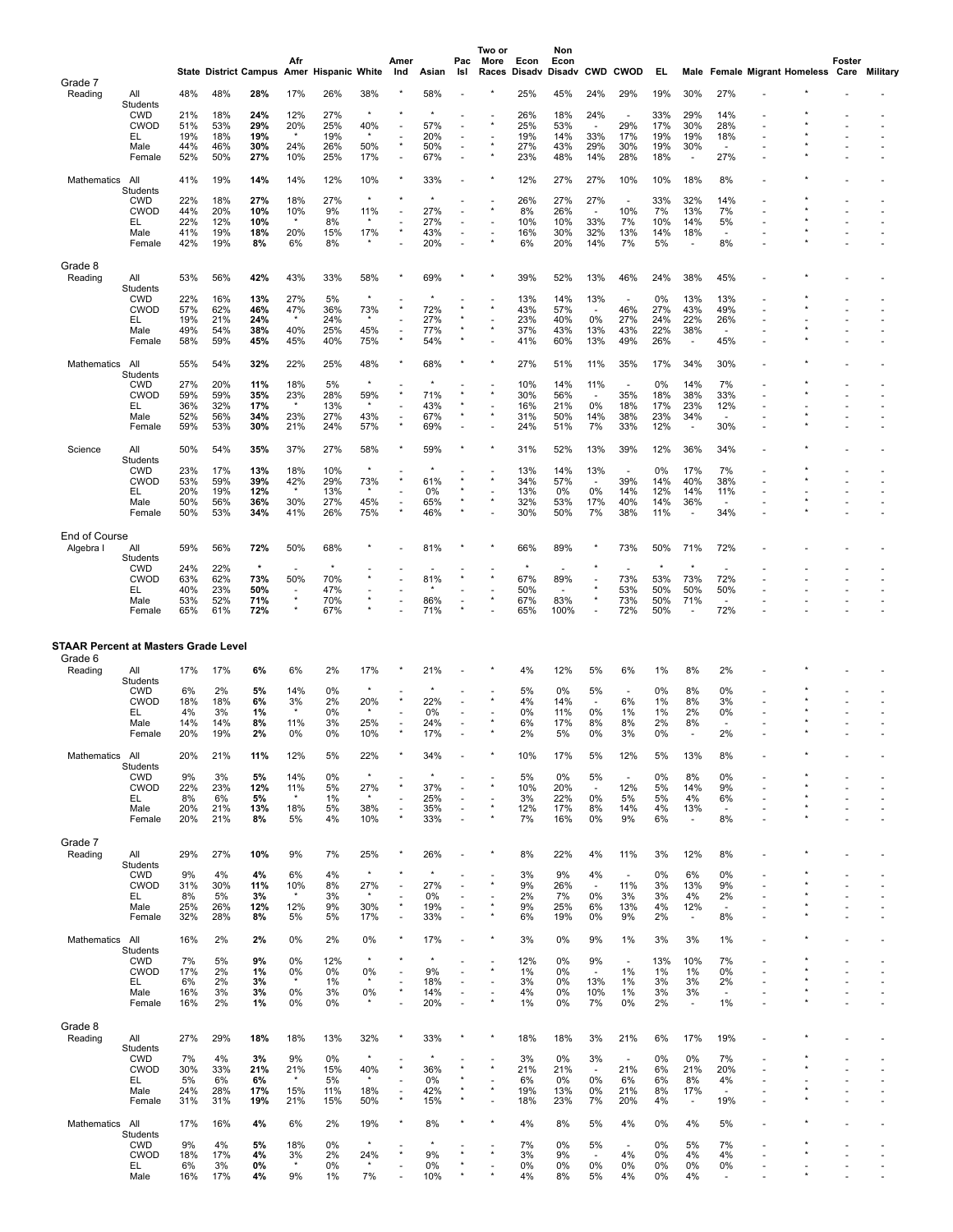| | | State | District | Campus | Afr Amer | Hispanic | White | Amer Ind | Asian | Pac Isl | Two or More Races | Econ Disadv | Non Econ Disadv | CWD | CWOD | EL | Male | Female | Migrant | Homeless | Foster Care | Military |
|---|---|---|---|---|---|---|---|---|---|---|---|---|---|---|---|---|---|---|---|---|---|---|
| Grade 7 | | | | | | | | | | | | | | | | | | | | | | |
| Reading | All Students | 48% | 48% | **28%** | 17% | 26% | 38% | * | 58% | - | * | 25% | 45% | 24% | 29% | 19% | 30% | 27% | - | * | - | - |
| | CWD | 21% | 18% | **24%** | 12% | 27% | * | * | * | - | - | 26% | 18% | 24% | - | 33% | 29% | 14% | - | * | - | - |
| | CWOD | 51% | 53% | **29%** | 20% | 25% | 40% | - | 57% | - | * | 25% | 53% | - | 29% | 17% | 30% | 28% | - | * | - | - |
| | EL | 19% | 18% | **19%** | * | 19% | * | - | 20% | - | - | 19% | 14% | 33% | 17% | 19% | 19% | 18% | - | * | - | - |
| | Male | 44% | 46% | **30%** | 24% | 26% | 50% | * | 50% | - | * | 27% | 43% | 29% | 30% | 19% | 30% | - | - | * | - | - |
| | Female | 52% | 50% | **27%** | 10% | 25% | 17% | - | 67% | - | * | 23% | 48% | 14% | 28% | 18% | - | 27% | - | * | - | - |
| Mathematics | All Students | 41% | 19% | **14%** | 14% | 12% | 10% | * | 33% | - | * | 12% | 27% | 27% | 10% | 10% | 18% | 8% | - | * | - | - |
| | CWD | 22% | 18% | **27%** | 18% | 27% | * | * | * | - | - | 26% | 27% | 27% | - | 33% | 32% | 14% | - | * | - | - |
| | CWOD | 44% | 20% | **10%** | 10% | 9% | 11% | - | 27% | - | * | 8% | 26% | - | 10% | 7% | 13% | 7% | - | * | - | - |
| | EL | 22% | 12% | **10%** | * | 8% | * | - | 27% | - | - | 10% | 10% | 33% | 7% | 10% | 14% | 5% | - | * | - | - |
| | Male | 41% | 19% | **18%** | 20% | 15% | 17% | * | 43% | - | - | 16% | 30% | 32% | 13% | 14% | 18% | - | - | * | - | - |
| | Female | 42% | 19% | **8%** | 6% | 8% | * | - | 20% | - | * | 6% | 20% | 14% | 7% | 5% | - | 8% | - | * | - | - |
| Grade 8 | | | | | | | | | | | | | | | | | | | | | | |
| Reading | All Students | 53% | 56% | **42%** | 43% | 33% | 58% | * | 69% | * | * | 39% | 52% | 13% | 46% | 24% | 38% | 45% | - | * | - | - |
| | CWD | 22% | 16% | **13%** | 27% | 5% | * | - | * | - | - | 13% | 14% | 13% | - | 0% | 13% | 13% | - | * | - | - |
| | CWOD | 57% | 62% | **46%** | 47% | 36% | 73% | * | 72% | * | * | 43% | 57% | - | 46% | 27% | 43% | 49% | - | * | - | - |
| | EL | 19% | 21% | **24%** | * | 24% | * | - | 27% | * | - | 23% | 40% | 0% | 27% | 24% | 22% | 26% | - | - | - | - |
| | Male | 49% | 54% | **38%** | 40% | 25% | 45% | - | 77% | * | * | 37% | 43% | 13% | 43% | 22% | 38% | - | - | * | - | - |
| | Female | 58% | 59% | **45%** | 45% | 40% | 75% | * | 54% | * | - | 41% | 60% | 13% | 49% | 26% | - | 45% | - | * | - | - |
| Mathematics | All Students | 55% | 54% | **32%** | 22% | 25% | 48% | * | 68% | * | * | 27% | 51% | 11% | 35% | 17% | 34% | 30% | - | * | - | - |
| | CWD | 27% | 20% | **11%** | 18% | 5% | * | - | * | - | - | 10% | 14% | 11% | - | 0% | 14% | 7% | - | * | - | - |
| | CWOD | 59% | 59% | **35%** | 23% | 28% | 59% | * | 71% | * | * | 30% | 56% | - | 35% | 18% | 38% | 33% | - | * | - | - |
| | EL | 36% | 32% | **17%** | * | 13% | * | - | 43% | * | - | 16% | 21% | 0% | 18% | 17% | 23% | 12% | - | - | - | - |
| | Male | 52% | 56% | **34%** | 23% | 27% | 43% | - | 67% | * | * | 31% | 50% | 14% | 38% | 23% | 34% | - | - | * | - | - |
| | Female | 59% | 53% | **30%** | 21% | 24% | 57% | * | 69% | - | - | 24% | 51% | 7% | 33% | 12% | - | 30% | - | * | - | - |
| Science | All Students | 50% | 54% | **35%** | 37% | 27% | 58% | * | 59% | * | * | 31% | 52% | 13% | 39% | 12% | 36% | 34% | - | * | - | - |
| | CWD | 23% | 17% | **13%** | 18% | 10% | * | - | * | - | - | 13% | 14% | 13% | - | 0% | 17% | 7% | - | * | - | - |
| | CWOD | 53% | 59% | **39%** | 42% | 29% | 73% | * | 61% | * | * | 34% | 57% | - | 39% | 14% | 40% | 38% | - | * | - | - |
| | EL | 20% | 19% | **12%** | * | 13% | * | - | 0% | * | - | 13% | 0% | 0% | 14% | 12% | 14% | 11% | - | - | - | - |
| | Male | 50% | 56% | **36%** | 30% | 27% | 45% | - | 65% | * | * | 32% | 53% | 17% | 40% | 14% | 36% | - | - | * | - | - |
| | Female | 50% | 53% | **34%** | 41% | 26% | 75% | * | 46% | * | - | 30% | 50% | 7% | 38% | 11% | - | 34% | - | * | - | - |
| End of Course | | | | | | | | | | | | | | | | | | | | | | |
| Algebra I | All Students | 59% | 56% | **72%** | 50% | 68% | * | - | 81% | * | * | 66% | 89% | * | 73% | 50% | 71% | 72% | - | - | - | - |
| | CWD | 24% | 22% | * | - | * | - | - | - | - | - | * | - | * | - | * | * | - | - | - | - | - |
| | CWOD | 63% | 62% | **73%** | 50% | 70% | * | - | 81% | * | * | 67% | 89% | - | 73% | 53% | 73% | 72% | - | - | - | - |
| | EL | 40% | 23% | **50%** | - | 47% | - | - | * | - | - | 50% | - | * | 53% | 50% | 50% | 50% | - | - | - | - |
| | Male | 53% | 52% | **71%** | * | 70% | * | - | 86% | - | * | 67% | 83% | * | 73% | 50% | 71% | - | - | - | - | - |
| | Female | 65% | 61% | **72%** | * | 67% | * | - | 71% | * | - | 65% | 100% | - | 72% | 50% | - | 72% | - | - | - | - |

**STAAR Percent at Masters Grade Level**

| | | State | District | Campus | Afr Amer | Hispanic | White | Amer Ind | Asian | Pac Isl | Two or More Races | Econ Disadv | Non Econ Disadv | CWD | CWOD | EL | Male | Female | Migrant | Homeless | Foster Care | Military |
|---|---|---|---|---|---|---|---|---|---|---|---|---|---|---|---|---|---|---|---|---|---|---|
| Grade 6 | | | | | | | | | | | | | | | | | | | | | | |
| Reading | All Students | 17% | 17% | **6%** | 6% | 2% | 17% | * | 21% | - | * | 4% | 12% | 5% | 6% | 1% | 8% | 2% | - | * | - | - |
| | CWD | 6% | 2% | **5%** | 14% | 0% | * | - | * | - | - | 5% | 0% | 5% | - | 0% | 8% | 0% | - | * | - | - |
| | CWOD | 18% | 18% | **6%** | 3% | 2% | 20% | * | 22% | - | * | 4% | 14% | - | 6% | 1% | 8% | 3% | - | * | - | - |
| | EL | 4% | 3% | **1%** | * | 0% | * | - | 0% | - | - | 0% | 11% | 0% | 1% | 1% | 2% | 0% | - | * | - | - |
| | Male | 14% | 14% | **8%** | 11% | 3% | 25% | - | 24% | - | * | 6% | 17% | 8% | 8% | 2% | 8% | - | - | * | - | - |
| | Female | 20% | 19% | **2%** | 0% | 0% | 10% | * | 17% | - | * | 2% | 5% | 0% | 3% | 0% | - | 2% | - | * | - | - |
| Mathematics | All Students | 20% | 21% | **11%** | 12% | 5% | 22% | * | 34% | - | * | 10% | 17% | 5% | 12% | 5% | 13% | 8% | - | * | - | - |
| | CWD | 9% | 3% | **5%** | 14% | 0% | * | - | * | - | - | 5% | 0% | 5% | - | 0% | 8% | 0% | - | * | - | - |
| | CWOD | 22% | 23% | **12%** | 11% | 5% | 27% | * | 37% | - | * | 10% | 20% | - | 12% | 5% | 14% | 9% | - | * | - | - |
| | EL | 8% | 6% | **5%** | * | 1% | * | - | 25% | - | - | 3% | 22% | 0% | 5% | 5% | 4% | 6% | - | * | - | - |
| | Male | 20% | 21% | **13%** | 18% | 5% | 38% | - | 35% | - | * | 12% | 17% | 8% | 14% | 4% | 13% | - | - | * | - | - |
| | Female | 20% | 21% | **8%** | 5% | 4% | 10% | * | 33% | - | * | 7% | 16% | 0% | 9% | 6% | - | 8% | - | * | - | - |
| Grade 7 | | | | | | | | | | | | | | | | | | | | | | |
| Reading | All Students | 29% | 27% | **10%** | 9% | 7% | 25% | * | 26% | - | * | 8% | 22% | 4% | 11% | 3% | 12% | 8% | - | * | - | - |
| | CWD | 9% | 4% | **4%** | 6% | 4% | * | * | * | - | - | 3% | 9% | 4% | - | 0% | 6% | 0% | - | * | - | - |
| | CWOD | 31% | 30% | **11%** | 10% | 8% | 27% | - | 27% | - | * | 9% | 26% | - | 11% | 3% | 13% | 9% | - | * | - | - |
| | EL | 8% | 5% | **3%** | * | 3% | * | - | 0% | - | - | 2% | 7% | 0% | 3% | 3% | 4% | 2% | - | * | - | - |
| | Male | 25% | 26% | **12%** | 12% | 9% | 30% | * | 19% | - | * | 9% | 25% | 6% | 13% | 4% | 12% | - | - | * | - | - |
| | Female | 32% | 28% | **8%** | 5% | 5% | 17% | - | 33% | - | * | 6% | 19% | 0% | 9% | 2% | - | 8% | - | * | - | - |
| Mathematics | All Students | 16% | 2% | **2%** | 0% | 2% | 0% | * | 17% | - | * | 3% | 0% | 9% | 1% | 3% | 3% | 1% | - | * | - | - |
| | CWD | 7% | 5% | **9%** | 0% | 12% | * | * | * | - | - | 12% | 0% | 9% | - | 13% | 10% | 7% | - | * | - | - |
| | CWOD | 17% | 2% | **1%** | 0% | 0% | 0% | - | 9% | - | * | 1% | 0% | - | 1% | 1% | 1% | 0% | - | * | - | - |
| | EL | 6% | 2% | **3%** | * | 1% | * | - | 18% | - | - | 3% | 0% | 13% | 1% | 3% | 3% | 2% | - | * | - | - |
| | Male | 16% | 3% | **3%** | 0% | 3% | 0% | * | 14% | - | - | 4% | 0% | 10% | 1% | 3% | 3% | - | - | * | - | - |
| | Female | 16% | 2% | **1%** | 0% | 0% | * | - | 20% | - | * | 1% | 0% | 7% | 0% | 2% | - | 1% | - | * | - | - |
| Grade 8 | | | | | | | | | | | | | | | | | | | | | | |
| Reading | All Students | 27% | 29% | **18%** | 18% | 13% | 32% | * | 33% | * | * | 18% | 18% | 3% | 21% | 6% | 17% | 19% | - | * | - | - |
| | CWD | 7% | 4% | **3%** | 9% | 0% | * | - | * | - | - | 3% | 0% | 3% | - | 0% | 0% | 7% | - | * | - | - |
| | CWOD | 30% | 33% | **21%** | 21% | 15% | 40% | * | 36% | * | * | 21% | 21% | - | 21% | 6% | 21% | 20% | - | * | - | - |
| | EL | 5% | 6% | **6%** | * | 5% | * | - | 0% | * | - | 6% | 0% | 0% | 6% | 6% | 8% | 4% | - | - | - | - |
| | Male | 24% | 28% | **17%** | 15% | 11% | 18% | - | 42% | * | * | 19% | 13% | 0% | 21% | 8% | 17% | - | - | * | - | - |
| | Female | 31% | 31% | **19%** | 21% | 15% | 50% | * | 15% | * | - | 18% | 23% | 7% | 20% | 4% | - | 19% | - | * | - | - |
| Mathematics | All Students | 17% | 16% | **4%** | 6% | 2% | 19% | * | 8% | * | * | 4% | 8% | 5% | 4% | 0% | 4% | 5% | - | * | - | - |
| | CWD | 9% | 4% | **5%** | 18% | 0% | * | - | * | - | - | 7% | 0% | 5% | - | 0% | 5% | 7% | - | * | - | - |
| | CWOD | 18% | 17% | **4%** | 3% | 2% | 24% | * | 9% | * | * | 3% | 9% | - | 4% | 0% | 4% | 4% | - | * | - | - |
| | EL | 6% | 3% | **0%** | * | 0% | * | - | 0% | * | - | 0% | 0% | 0% | 0% | 0% | 0% | 0% | - | - | - | - |
| | Male | 16% | 17% | **4%** | 9% | 1% | 7% | - | 10% | * | * | 4% | 8% | 5% | 4% | 0% | 4% | - | - | * | - | - |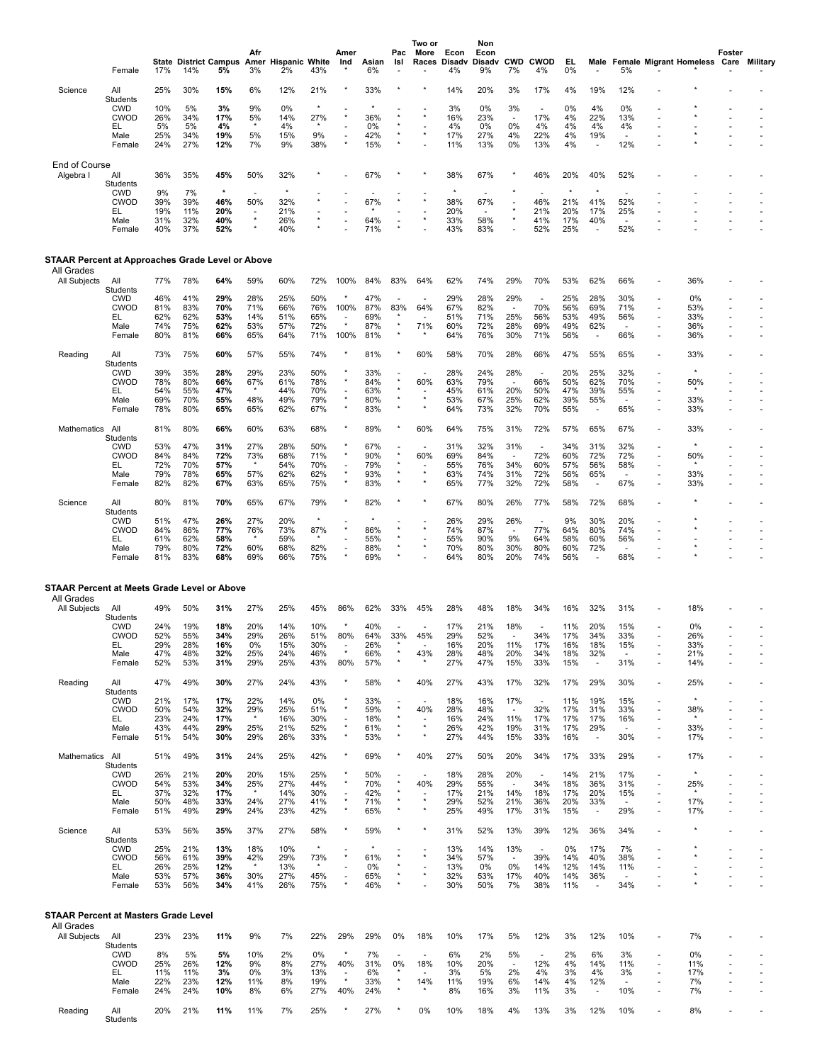| | | State | District | Campus | Afr Amer | Hispanic | White | Amer Ind | Asian | Pac Isl | Two or More Races | Econ Disadv | Non Econ Disadv | CWD | CWOD | EL | Male | Female | Migrant | Homeless | Foster Care | Military |
|---|---|---|---|---|---|---|---|---|---|---|---|---|---|---|---|---|---|---|---|---|---|---|
| | Female | 17% | 14% | **5%** | 3% | 2% | 43% | * | 6% | - | - | 4% | 9% | 7% | 4% | 0% | - | 5% | - | * | - | - |
| Science | All Students | 25% | 30% | **15%** | 6% | 12% | 21% | * | 33% | * | * | 14% | 20% | 3% | 17% | 4% | 19% | 12% | - | * | - | - |
| | CWD | 10% | 5% | **3%** | 9% | 0% | * | - | * | - | - | 3% | 0% | 3% | - | 0% | 4% | 0% | - | * | - | - |
| | CWOD | 26% | 34% | **17%** | 5% | 14% | 27% | * | 36% | * | * | 16% | 23% | - | 17% | 4% | 22% | 13% | - | * | - | - |
| | EL | 5% | 5% | **4%** | * | 4% | * | - | 0% | * | - | 4% | 0% | 0% | 4% | 4% | 4% | 4% | - | - | - | - |
| | Male | 25% | 34% | **19%** | 5% | 15% | 9% | - | 42% | * | * | 17% | 27% | 4% | 22% | 4% | 19% | - | - | * | - | - |
| | Female | 24% | 27% | **12%** | 7% | 9% | 38% | * | 15% | * | - | 11% | 13% | 0% | 13% | 4% | - | 12% | - | * | - | - |
| End of Course | | | | | | | | | | | | | | | | | | | | | | |
| Algebra I | All Students | 36% | 35% | **45%** | 50% | 32% | * | - | 67% | * | * | 38% | 67% | * | 46% | 20% | 40% | 52% | - | - | - | - |
| | CWD | 9% | 7% | * | - | * | - | - | - | - | - | * | - | * | - | * | * | - | - | - | - | - |
| | CWOD | 39% | 39% | **46%** | 50% | 32% | * | - | 67% | * | * | 38% | 67% | - | 46% | 21% | 41% | 52% | - | - | - | - |
| | EL | 19% | 11% | **20%** | - | 21% | - | - | * | - | - | 20% | - | * | 21% | 20% | 17% | 25% | - | - | - | - |
| | Male | 31% | 32% | **40%** | * | 26% | * | - | 64% | - | * | 33% | 58% | * | 41% | 17% | 40% | - | - | - | - | - |
| | Female | 40% | 37% | **52%** | * | 40% | * | - | 71% | * | - | 43% | 83% | - | 52% | 25% | - | 52% | - | - | - | - |

## STAAR Percent at Approaches Grade Level or Above

| | | State | District | Campus | Afr Amer | Hispanic | White | Amer Ind | Asian | Pac Isl | Two or More Races | Econ Disadv | Non Econ Disadv | CWD | CWOD | EL | Male | Female | Migrant | Homeless | Foster Care | Military |
|---|---|---|---|---|---|---|---|---|---|---|---|---|---|---|---|---|---|---|---|---|---|---|
| All Grades | | | | | | | | | | | | | | | | | | | | | | |
| All Subjects | All Students | 77% | 78% | **64%** | 59% | 60% | 72% | 100% | 84% | 83% | 64% | 62% | 74% | 29% | 70% | 53% | 62% | 66% | - | 36% | - | - |
| | CWD | 46% | 41% | **29%** | 28% | 25% | 50% | * | 47% | - | - | 29% | 28% | 29% | - | 25% | 28% | 30% | - | 0% | - | - |
| | CWOD | 81% | 83% | **70%** | 71% | 66% | 76% | 100% | 87% | 83% | 64% | 67% | 82% | - | 70% | 56% | 69% | 71% | - | 53% | - | - |
| | EL | 62% | 62% | **53%** | 14% | 51% | 65% | - | 69% | * | - | 51% | 71% | 25% | 56% | 53% | 49% | 56% | - | 33% | - | - |
| | Male | 74% | 75% | **62%** | 53% | 57% | 72% | * | 87% | * | 71% | 60% | 72% | 28% | 69% | 49% | 62% | - | - | 36% | - | - |
| | Female | 80% | 81% | **66%** | 65% | 64% | 71% | 100% | 81% | * | * | 64% | 76% | 30% | 71% | 56% | - | 66% | - | 36% | - | - |
| Reading | All Students | 73% | 75% | **60%** | 57% | 55% | 74% | * | 81% | * | 60% | 58% | 70% | 28% | 66% | 47% | 55% | 65% | - | 33% | - | - |
| | CWD | 39% | 35% | **28%** | 29% | 23% | 50% | * | 33% | - | - | 28% | 24% | 28% | - | 20% | 25% | 32% | - | * | - | - |
| | CWOD | 78% | 80% | **66%** | 67% | 61% | 78% | * | 84% | * | 60% | 63% | 79% | - | 66% | 50% | 62% | 70% | - | 50% | - | - |
| | EL | 54% | 55% | **47%** | * | 44% | 70% | - | 63% | * | - | 45% | 61% | 20% | 50% | 47% | 39% | 55% | - | * | - | - |
| | Male | 69% | 70% | **55%** | 48% | 49% | 79% | * | 80% | * | * | 53% | 67% | 25% | 62% | 39% | 55% | - | - | 33% | - | - |
| | Female | 78% | 80% | **65%** | 65% | 62% | 67% | * | 83% | * | * | 64% | 73% | 32% | 70% | 55% | - | 65% | - | 33% | - | - |
| Mathematics | All Students | 81% | 80% | **66%** | 60% | 63% | 68% | * | 89% | * | 60% | 64% | 75% | 31% | 72% | 57% | 65% | 67% | - | 33% | - | - |
| | CWD | 53% | 47% | **31%** | 27% | 28% | 50% | * | 67% | - | - | 31% | 32% | 31% | - | 34% | 31% | 32% | - | * | - | - |
| | CWOD | 84% | 84% | **72%** | 73% | 68% | 71% | * | 90% | * | 60% | 69% | 84% | - | 72% | 60% | 72% | 72% | - | 50% | - | - |
| | EL | 72% | 70% | **57%** | * | 54% | 70% | - | 79% | * | - | 55% | 76% | 34% | 60% | 57% | 56% | 58% | - | * | - | - |
| | Male | 79% | 78% | **65%** | 57% | 62% | 62% | * | 93% | * | * | 63% | 74% | 31% | 72% | 56% | 65% | - | - | 33% | - | - |
| | Female | 82% | 82% | **67%** | 63% | 65% | 75% | * | 83% | * | * | 65% | 77% | 32% | 72% | 58% | - | 67% | - | 33% | - | - |
| Science | All Students | 80% | 81% | **70%** | 65% | 67% | 79% | * | 82% | * | * | 67% | 80% | 26% | 77% | 58% | 72% | 68% | - | * | - | - |
| | CWD | 51% | 47% | **26%** | 27% | 20% | * | - | * | - | - | 26% | 29% | 26% | - | 9% | 30% | 20% | - | * | - | - |
| | CWOD | 84% | 86% | **77%** | 76% | 73% | 87% | * | 86% | * | * | 74% | 87% | - | 77% | 64% | 80% | 74% | - | * | - | - |
| | EL | 61% | 62% | **58%** | * | 59% | * | - | 55% | * | - | 55% | 90% | 9% | 64% | 58% | 60% | 56% | - | - | - | - |
| | Male | 79% | 80% | **72%** | 60% | 68% | 82% | - | 88% | * | * | 70% | 80% | 30% | 80% | 60% | 72% | - | - | * | - | - |
| | Female | 81% | 83% | **68%** | 69% | 66% | 75% | * | 69% | * | - | 64% | 80% | 20% | 74% | 56% | - | 68% | - | * | - | - |

## STAAR Percent at Meets Grade Level or Above

| | | State | District | Campus | Afr Amer | Hispanic | White | Amer Ind | Asian | Pac Isl | Two or More Races | Econ Disadv | Non Econ Disadv | CWD | CWOD | EL | Male | Female | Migrant | Homeless | Foster Care | Military |
|---|---|---|---|---|---|---|---|---|---|---|---|---|---|---|---|---|---|---|---|---|---|---|
| All Grades | | | | | | | | | | | | | | | | | | | | | | |
| All Subjects | All Students | 49% | 50% | **31%** | 27% | 25% | 45% | 86% | 62% | 33% | 45% | 28% | 48% | 18% | 34% | 16% | 32% | 31% | - | 18% | - | - |
| | CWD | 24% | 19% | **18%** | 20% | 14% | 10% | * | 40% | - | - | 17% | 21% | 18% | - | 11% | 20% | 15% | - | 0% | - | - |
| | CWOD | 52% | 55% | **34%** | 29% | 26% | 51% | 80% | 64% | 33% | 45% | 29% | 52% | - | 34% | 17% | 34% | 33% | - | 26% | - | - |
| | EL | 29% | 28% | **16%** | 0% | 15% | 30% | - | 26% | * | - | 16% | 20% | 11% | 17% | 16% | 18% | 15% | - | 33% | - | - |
| | Male | 47% | 48% | **32%** | 25% | 24% | 46% | * | 66% | * | 43% | 28% | 48% | 20% | 34% | 18% | 32% | - | - | 21% | - | - |
| | Female | 52% | 53% | **31%** | 29% | 25% | 43% | 80% | 57% | * | * | 27% | 47% | 15% | 33% | 15% | - | 31% | - | 14% | - | - |
| Reading | All Students | 47% | 49% | **30%** | 27% | 24% | 43% | * | 58% | * | 40% | 27% | 43% | 17% | 32% | 17% | 29% | 30% | - | 25% | - | - |
| | CWD | 21% | 17% | **17%** | 22% | 14% | 0% | * | 33% | - | - | 18% | 16% | 17% | - | 11% | 19% | 15% | - | * | - | - |
| | CWOD | 50% | 54% | **32%** | 29% | 25% | 51% | * | 59% | * | 40% | 28% | 48% | - | 32% | 17% | 31% | 33% | - | 38% | - | - |
| | EL | 23% | 24% | **17%** | * | 16% | 30% | - | 18% | * | - | 16% | 24% | 11% | 17% | 17% | 17% | 16% | - | * | - | - |
| | Male | 43% | 44% | **29%** | 25% | 21% | 52% | * | 61% | * | * | 26% | 42% | 19% | 31% | 17% | 29% | - | - | 33% | - | - |
| | Female | 51% | 54% | **30%** | 29% | 26% | 33% | * | 53% | * | * | 27% | 44% | 15% | 33% | 16% | - | 30% | - | 17% | - | - |
| Mathematics | All Students | 51% | 49% | **31%** | 24% | 25% | 42% | * | 69% | * | 40% | 27% | 50% | 20% | 34% | 17% | 33% | 29% | - | 17% | - | - |
| | CWD | 26% | 21% | **20%** | 20% | 15% | 25% | * | 50% | - | - | 18% | 28% | 20% | - | 14% | 21% | 17% | - | * | - | - |
| | CWOD | 54% | 53% | **34%** | 25% | 27% | 44% | * | 70% | * | 40% | 29% | 55% | - | 34% | 18% | 36% | 31% | - | 25% | - | - |
| | EL | 37% | 32% | **17%** | * | 14% | 30% | - | 42% | * | - | 17% | 21% | 14% | 18% | 17% | 20% | 15% | - | * | - | - |
| | Male | 50% | 48% | **33%** | 24% | 27% | 41% | * | 71% | * | * | 29% | 52% | 21% | 36% | 20% | 33% | - | - | 17% | - | - |
| | Female | 51% | 49% | **29%** | 24% | 23% | 42% | * | 65% | * | * | 25% | 49% | 17% | 31% | 15% | - | 29% | - | 17% | - | - |
| Science | All Students | 53% | 56% | **35%** | 37% | 27% | 58% | * | 59% | * | * | 31% | 52% | 13% | 39% | 12% | 36% | 34% | - | * | - | - |
| | CWD | 25% | 21% | **13%** | 18% | 10% | * | - | * | - | - | 13% | 14% | 13% | - | 0% | 17% | 7% | - | * | - | - |
| | CWOD | 56% | 61% | **39%** | 42% | 29% | 73% | * | 61% | * | * | 34% | 57% | - | 39% | 14% | 40% | 38% | - | * | - | - |
| | EL | 26% | 25% | **12%** | * | 13% | * | - | 0% | * | - | 13% | 0% | 0% | 14% | 12% | 14% | 11% | - | - | - | - |
| | Male | 53% | 57% | **36%** | 30% | 27% | 45% | - | 65% | * | * | 32% | 53% | 17% | 40% | 14% | 36% | - | - | * | - | - |
| | Female | 53% | 56% | **34%** | 41% | 26% | 75% | * | 46% | * | - | 30% | 50% | 7% | 38% | 11% | - | 34% | - | * | - | - |

## STAAR Percent at Masters Grade Level

| | | State | District | Campus | Afr Amer | Hispanic | White | Amer Ind | Asian | Pac Isl | Two or More Races | Econ Disadv | Non Econ Disadv | CWD | CWOD | EL | Male | Female | Migrant | Homeless | Foster Care | Military |
|---|---|---|---|---|---|---|---|---|---|---|---|---|---|---|---|---|---|---|---|---|---|---|
| All Grades | | | | | | | | | | | | | | | | | | | | | | |
| All Subjects | All Students | 23% | 23% | **11%** | 9% | 7% | 22% | 29% | 29% | 0% | 18% | 10% | 17% | 5% | 12% | 3% | 12% | 10% | - | 7% | - | - |
| | CWD | 8% | 5% | **5%** | 10% | 2% | 0% | * | 7% | - | - | 6% | 2% | 5% | - | 2% | 6% | 3% | - | 0% | - | - |
| | CWOD | 25% | 26% | **12%** | 9% | 8% | 27% | 40% | 31% | 0% | 18% | 10% | 20% | - | 12% | 4% | 14% | 11% | - | 11% | - | - |
| | EL | 11% | 11% | **3%** | 0% | 3% | 13% | - | 6% | * | - | 3% | 5% | 2% | 4% | 3% | 4% | 3% | - | 17% | - | - |
| | Male | 22% | 23% | **12%** | 11% | 8% | 19% | * | 33% | * | 14% | 11% | 19% | 6% | 14% | 4% | 12% | - | - | 7% | - | - |
| | Female | 24% | 24% | **10%** | 8% | 6% | 27% | 40% | 24% | * | * | 8% | 16% | 3% | 11% | 3% | - | 10% | - | 7% | - | - |
| Reading | All Students | 20% | 21% | **11%** | 11% | 7% | 25% | * | 27% | * | 0% | 10% | 18% | 4% | 13% | 3% | 12% | 10% | - | 8% | - | - |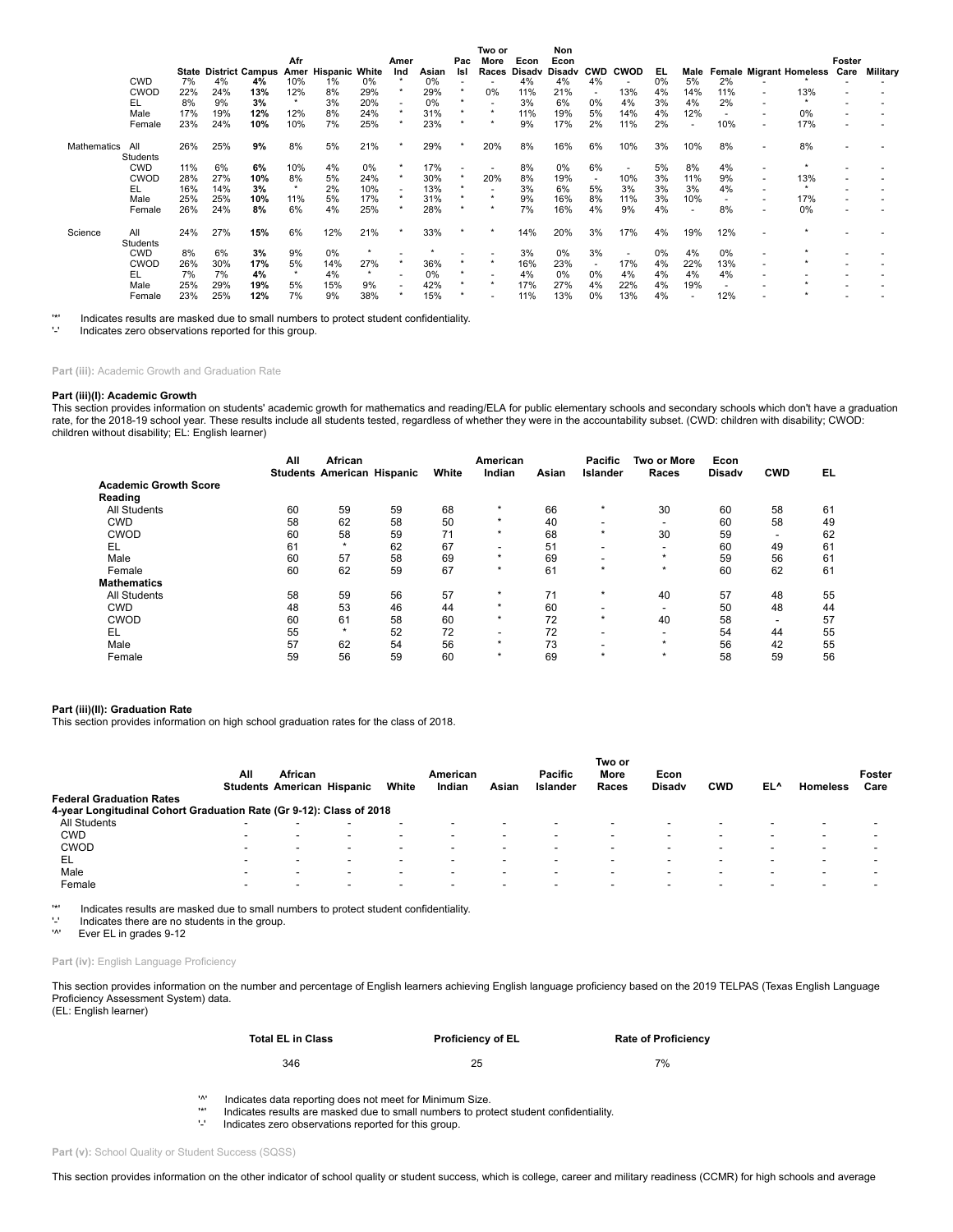|  |  | State | District | Campus | Afr Amer | Hispanic | White | Amer Ind | Asian | Pac Isl | Two or More Races | Econ Disadv | Non Econ Disadv | CWD | CWOD | EL | Male | Female | Migrant | Homeless | Foster Care | Military |
|---|---|---|---|---|---|---|---|---|---|---|---|---|---|---|---|---|---|---|---|---|---|---|
|  | CWD | 7% | 4% | **4%** | 10% | 1% | 0% | * | 0% | - | - | 4% | 4% | 4% | - | 0% | 5% | 2% | - | * | - | - |
|  | CWOD | 22% | 24% | **13%** | 12% | 8% | 29% | * | 29% | * | 0% | 11% | 21% | - | 13% | 4% | 14% | 11% | - | 13% | - | - |
|  | EL | 8% | 9% | **3%** | * | 3% | 20% | - | 0% | * | - | 3% | 6% | 0% | 4% | 3% | 4% | 2% | - | * | - | - |
|  | Male | 17% | 19% | **12%** | 12% | 8% | 24% | * | 31% | * | * | 11% | 19% | 5% | 14% | 4% | 12% | - | - | 0% | - | - |
|  | Female | 23% | 24% | **10%** | 10% | 7% | 25% | * | 23% | * | * | 9% | 17% | 2% | 11% | 2% | - | 10% | - | 17% | - | - |
| Mathematics | All Students | 26% | 25% | **9%** | 8% | 5% | 21% | * | 29% | * | 20% | 8% | 16% | 6% | 10% | 3% | 10% | 8% | - | 8% | - | - |
|  | CWD | 11% | 6% | **6%** | 10% | 4% | 0% | * | 17% | - | - | 8% | 0% | 6% | - | 5% | 8% | 4% | - | * | - | - |
|  | CWOD | 28% | 27% | **10%** | 8% | 5% | 24% | * | 30% | * | 20% | 8% | 19% | - | 10% | 3% | 11% | 9% | - | 13% | - | - |
|  | EL | 16% | 14% | **3%** | * | 2% | 10% | - | 13% | * | - | 3% | 6% | 5% | 3% | 3% | 3% | 4% | - | * | - | - |
|  | Male | 25% | 25% | **10%** | 11% | 5% | 17% | * | 31% | * | * | 9% | 16% | 8% | 11% | 3% | 10% | - | - | 17% | - | - |
|  | Female | 26% | 24% | **8%** | 6% | 4% | 25% | * | 28% | * | * | 7% | 16% | 4% | 9% | 4% | - | 8% | - | 0% | - | - |
| Science | All Students | 24% | 27% | **15%** | 6% | 12% | 21% | * | 33% | * | * | 14% | 20% | 3% | 17% | 4% | 19% | 12% | - | * | - | - |
|  | CWD | 8% | 6% | **3%** | 9% | 0% | * | - | * | - | - | 3% | 0% | 3% | - | 0% | 4% | 0% | - | * | - | - |
|  | CWOD | 26% | 30% | **17%** | 5% | 14% | 27% | * | 36% | * | * | 16% | 23% | - | 17% | 4% | 22% | 13% | - | * | - | - |
|  | EL | 7% | 7% | **4%** | * | 4% | * | - | 0% | * | - | 4% | 0% | 0% | 4% | 4% | 4% | 4% | - | - | - | - |
|  | Male | 25% | 29% | **19%** | 5% | 15% | 9% | - | 42% | * | * | 17% | 27% | 4% | 22% | 4% | 19% | - | - | * | - | - |
|  | Female | 23% | 25% | **12%** | 7% | 9% | 38% | * | 15% | * | - | 11% | 13% | 0% | 13% | 4% | - | 12% | - | * | - | - |

'*' Indicates results are masked due to small numbers to protect student confidentiality.
'-' Indicates zero observations reported for this group.

**Part (iii):** Academic Growth and Graduation Rate

**Part (iii)(I): Academic Growth**

This section provides information on students' academic growth for mathematics and reading/ELA for public elementary schools and secondary schools which don't have a graduation rate, for the 2018-19 school year. These results include all students tested, regardless of whether they were in the accountability subset. (CWD: children with disability; CWOD: children without disability; EL: English learner)

|  | All Students | African American | Hispanic | White | American Indian | Asian | Pacific Islander | Two or More Races | Econ Disadv | CWD | EL |
|---|---|---|---|---|---|---|---|---|---|---|---|
| **Academic Growth Score** |  |  |  |  |  |  |  |  |  |  |  |
| **Reading** |  |  |  |  |  |  |  |  |  |  |  |
| All Students | 60 | 59 | 59 | 68 | * | 66 | * | 30 | 60 | 58 | 61 |
| CWD | 58 | 62 | 58 | 50 | * | 40 | - | - | 60 | 58 | 49 |
| CWOD | 60 | 58 | 59 | 71 | * | 68 | * | 30 | 59 | - | 62 |
| EL | 61 | * | 62 | 67 | - | 51 | - | - | 60 | 49 | 61 |
| Male | 60 | 57 | 58 | 69 | * | 69 | - | * | 59 | 56 | 61 |
| Female | 60 | 62 | 59 | 67 | * | 61 | * | * | 60 | 62 | 61 |
| **Mathematics** |  |  |  |  |  |  |  |  |  |  |  |
| All Students | 58 | 59 | 56 | 57 | * | 71 | * | 40 | 57 | 48 | 55 |
| CWD | 48 | 53 | 46 | 44 | * | 60 | - | - | 50 | 48 | 44 |
| CWOD | 60 | 61 | 58 | 60 | * | 72 | * | 40 | 58 | - | 57 |
| EL | 55 | * | 52 | 72 | - | 72 | - | - | 54 | 44 | 55 |
| Male | 57 | 62 | 54 | 56 | * | 73 | - | * | 56 | 42 | 55 |
| Female | 59 | 56 | 59 | 60 | * | 69 | * | * | 58 | 59 | 56 |

**Part (iii)(II): Graduation Rate**

This section provides information on high school graduation rates for the class of 2018.

|  | All Students | African American | Hispanic | White | American Indian | Asian | Pacific Islander | Two or More Races | Econ Disadv | CWD | EL^ | Homeless | Foster Care |
|---|---|---|---|---|---|---|---|---|---|---|---|---|---|
| **Federal Graduation Rates** |  |  |  |  |  |  |  |  |  |  |  |  |  |
| **4-year Longitudinal Cohort Graduation Rate (Gr 9-12): Class of 2018** |  |  |  |  |  |  |  |  |  |  |  |  |  |
| All Students | - | - | - | - | - | - | - | - | - | - | - | - | - |
| CWD | - | - | - | - | - | - | - | - | - | - | - | - | - |
| CWOD | - | - | - | - | - | - | - | - | - | - | - | - | - |
| EL | - | - | - | - | - | - | - | - | - | - | - | - | - |
| Male | - | - | - | - | - | - | - | - | - | - | - | - | - |
| Female | - | - | - | - | - | - | - | - | - | - | - | - | - |

'*' Indicates results are masked due to small numbers to protect student confidentiality.
'-' Indicates there are no students in the group.
'^' Ever EL in grades 9-12

**Part (iv):** English Language Proficiency

This section provides information on the number and percentage of English learners achieving English language proficiency based on the 2019 TELPAS (Texas English Language Proficiency Assessment System) data.
(EL: English learner)

| Total EL in Class | Proficiency of EL | Rate of Proficiency |
|---|---|---|
| 346 | 25 | 7% |

'^' Indicates data reporting does not meet for Minimum Size.
'*' Indicates results are masked due to small numbers to protect student confidentiality.
'-' Indicates zero observations reported for this group.

**Part (v):** School Quality or Student Success (SQSS)

This section provides information on the other indicator of school quality or student success, which is college, career and military readiness (CCMR) for high schools and average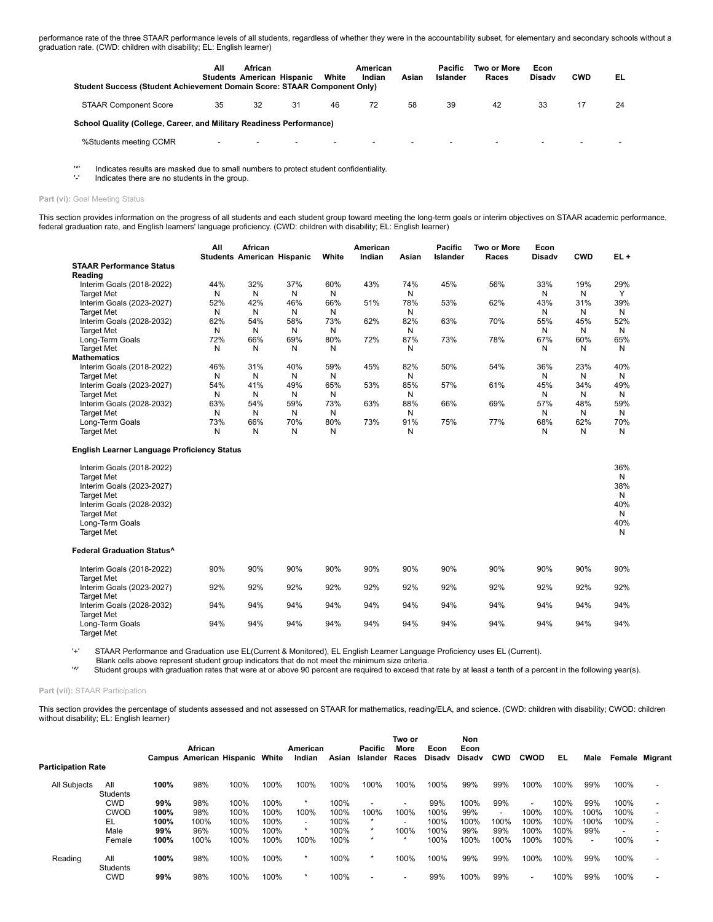performance rate of the three STAAR performance levels of all students, regardless of whether they were in the accountability subset, for elementary and secondary schools without a graduation rate. (CWD: children with disability; EL: English learner)

| | All Students | African American | Hispanic | White | American Indian | Asian | Pacific Islander | Two or More Races | Econ Disadv | CWD | EL |
|---|---|---|---|---|---|---|---|---|---|---|---|
| **Student Success (Student Achievement Domain Score: STAAR Component Only)** | | | | | | | | | | | |
| STAAR Component Score | 35 | 32 | 31 | 46 | 72 | 58 | 39 | 42 | 33 | 17 | 24 |
| **School Quality (College, Career, and Military Readiness Performance)** | | | | | | | | | | | |
| %Students meeting CCMR | - | - | - | - | - | - | - | - | - | - | - |

'*' Indicates results are masked due to small numbers to protect student confidentiality.
'-' Indicates there are no students in the group.

**Part (vi):** Goal Meeting Status

This section provides information on the progress of all students and each student group toward meeting the long-term goals or interim objectives on STAAR academic performance, federal graduation rate, and English learners' language proficiency. (CWD: children with disability; EL: English learner)

| | All Students | African American | Hispanic | White | American Indian | Asian | Pacific Islander | Two or More Races | Econ Disadv | CWD | EL + |
|---|---|---|---|---|---|---|---|---|---|---|---|
| **STAAR Performance Status** | | | | | | | | | | | |
| **Reading** | | | | | | | | | | | |
| Interim Goals (2018-2022) | 44% | 32% | 37% | 60% | 43% | 74% | 45% | 56% | 33% | 19% | 29% |
| Target Met | N | N | N | N | | N | | | N | N | Y |
| Interim Goals (2023-2027) | 52% | 42% | 46% | 66% | 51% | 78% | 53% | 62% | 43% | 31% | 39% |
| Target Met | N | N | N | N | | N | | | N | N | N |
| Interim Goals (2028-2032) | 62% | 54% | 58% | 73% | 62% | 82% | 63% | 70% | 55% | 45% | 52% |
| Target Met | N | N | N | N | | N | | | N | N | N |
| Long-Term Goals | 72% | 66% | 69% | 80% | 72% | 87% | 73% | 78% | 67% | 60% | 65% |
| Target Met | N | N | N | N | | N | | | N | N | N |
| **Mathematics** | | | | | | | | | | | |
| Interim Goals (2018-2022) | 46% | 31% | 40% | 59% | 45% | 82% | 50% | 54% | 36% | 23% | 40% |
| Target Met | N | N | N | N | | N | | | N | N | N |
| Interim Goals (2023-2027) | 54% | 41% | 49% | 65% | 53% | 85% | 57% | 61% | 45% | 34% | 49% |
| Target Met | N | N | N | N | | N | | | N | N | N |
| Interim Goals (2028-2032) | 63% | 54% | 59% | 73% | 63% | 88% | 66% | 69% | 57% | 48% | 59% |
| Target Met | N | N | N | N | | N | | | N | N | N |
| Long-Term Goals | 73% | 66% | 70% | 80% | 73% | 91% | 75% | 77% | 68% | 62% | 70% |
| Target Met | N | N | N | N | | N | | | N | N | N |
| **English Learner Language Proficiency Status** | | | | | | | | | | | |
| Interim Goals (2018-2022) | | | | | | | | | | | 36% |
| Target Met | | | | | | | | | | | N |
| Interim Goals (2023-2027) | | | | | | | | | | | 38% |
| Target Met | | | | | | | | | | | N |
| Interim Goals (2028-2032) | | | | | | | | | | | 40% |
| Target Met | | | | | | | | | | | N |
| Long-Term Goals | | | | | | | | | | | 40% |
| Target Met | | | | | | | | | | | N |
| **Federal Graduation Status^** | | | | | | | | | | | |
| Interim Goals (2018-2022) | 90% | 90% | 90% | 90% | 90% | 90% | 90% | 90% | 90% | 90% | 90% |
| Target Met | | | | | | | | | | | |
| Interim Goals (2023-2027) | 92% | 92% | 92% | 92% | 92% | 92% | 92% | 92% | 92% | 92% | 92% |
| Target Met | | | | | | | | | | | |
| Interim Goals (2028-2032) | 94% | 94% | 94% | 94% | 94% | 94% | 94% | 94% | 94% | 94% | 94% |
| Target Met | | | | | | | | | | | |
| Long-Term Goals | 94% | 94% | 94% | 94% | 94% | 94% | 94% | 94% | 94% | 94% | 94% |
| Target Met | | | | | | | | | | | |

'+' STAAR Performance and Graduation use EL(Current & Monitored), EL English Learner Language Proficiency uses EL (Current).
Blank cells above represent student group indicators that do not meet the minimum size criteria.
'^' Student groups with graduation rates that were at or above 90 percent are required to exceed that rate by at least a tenth of a percent in the following year(s).

**Part (vii):** STAAR Participation

This section provides the percentage of students assessed and not assessed on STAAR for mathematics, reading/ELA, and science. (CWD: children with disability; CWOD: children without disability; EL: English learner)

| Participation Rate | | Campus | African American | Hispanic | White | American Indian | Asian | Pacific Islander | Two or More Races | Econ Disadv | Non Econ Disadv | CWD | CWOD | EL | Male | Female | Migrant |
|---|---|---|---|---|---|---|---|---|---|---|---|---|---|---|---|---|---|
| All Subjects | All Students | **100%** | 98% | 100% | 100% | 100% | 100% | 100% | 100% | 100% | 99% | 99% | 100% | 100% | 99% | 100% | - |
| | CWD | **99%** | 98% | 100% | 100% | * | 100% | - | - | 99% | 100% | 99% | - | 100% | 99% | 100% | - |
| | CWOD | **100%** | 98% | 100% | 100% | 100% | 100% | 100% | 100% | 100% | 99% | - | 100% | 100% | 100% | 100% | - |
| | EL | **100%** | 100% | 100% | 100% | - | 100% | * | - | 100% | 100% | 100% | 100% | 100% | 100% | 100% | - |
| | Male | **99%** | 96% | 100% | 100% | * | 100% | * | 100% | 100% | 99% | 99% | 100% | 100% | 99% | - | - |
| | Female | **100%** | 100% | 100% | 100% | 100% | 100% | * | * | 100% | 100% | 100% | 100% | 100% | - | 100% | - |
| Reading | All Students | **100%** | 98% | 100% | 100% | * | 100% | * | 100% | 100% | 99% | 99% | 100% | 100% | 99% | 100% | - |
| | CWD | **99%** | 98% | 100% | 100% | * | 100% | - | - | 99% | 100% | 99% | - | 100% | 99% | 100% | - |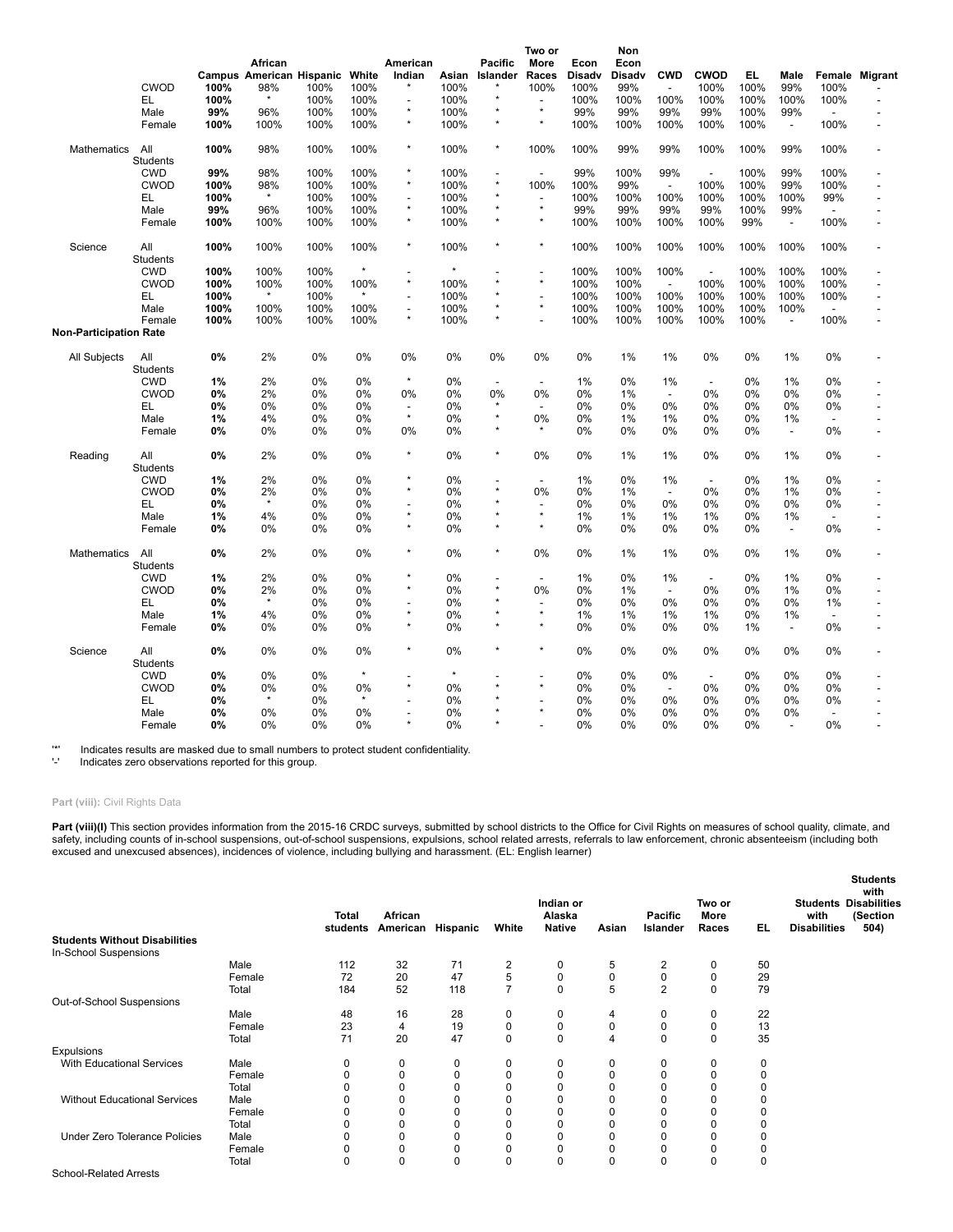| | | Campus | African American | Hispanic | White | American Indian | Asian | Pacific Islander | Two or More Races | Econ Disadv | Non Econ Disadv | CWD | CWOD | EL | Male | Female | Migrant |
|---|---|---|---|---|---|---|---|---|---|---|---|---|---|---|---|---|---|
| | CWOD | **100%** | 98% | 100% | 100% | * | 100% | * | 100% | 100% | 99% | - | 100% | 100% | 99% | 100% | - |
| | EL | **100%** | * | 100% | 100% | - | 100% | * | - | 100% | 100% | 100% | 100% | 100% | 100% | 100% | - |
| | Male | **99%** | 96% | 100% | 100% | * | 100% | * | * | 99% | 99% | 99% | 99% | 100% | 99% | - | - |
| | Female | **100%** | 100% | 100% | 100% | * | 100% | * | * | 100% | 100% | 100% | 100% | 100% | - | 100% | - |
| Mathematics | All Students | **100%** | 98% | 100% | 100% | * | 100% | * | 100% | 100% | 99% | 99% | 100% | 100% | 99% | 100% | - |
| | CWD | **99%** | 98% | 100% | 100% | * | 100% | - | - | 99% | 100% | 99% | - | 100% | 99% | 100% | - |
| | CWOD | **100%** | 98% | 100% | 100% | * | 100% | * | 100% | 100% | 99% | - | 100% | 100% | 99% | 100% | - |
| | EL | **100%** | * | 100% | 100% | - | 100% | * | - | 100% | 100% | 100% | 100% | 100% | 100% | 99% | - |
| | Male | **99%** | 96% | 100% | 100% | * | 100% | * | * | 99% | 99% | 99% | 99% | 100% | 99% | - | - |
| | Female | **100%** | 100% | 100% | 100% | * | 100% | * | * | 100% | 100% | 100% | 100% | 99% | - | 100% | - |
| Science | All Students | **100%** | 100% | 100% | 100% | * | 100% | * | * | 100% | 100% | 100% | 100% | 100% | 100% | 100% | - |
| | CWD | **100%** | 100% | 100% | * | - | * | - | - | 100% | 100% | 100% | - | 100% | 100% | 100% | - |
| | CWOD | **100%** | 100% | 100% | 100% | * | 100% | * | * | 100% | 100% | - | 100% | 100% | 100% | 100% | - |
| | EL | **100%** | * | 100% | * | - | 100% | * | - | 100% | 100% | 100% | 100% | 100% | 100% | 100% | - |
| | Male | **100%** | 100% | 100% | 100% | - | 100% | * | * | 100% | 100% | 100% | 100% | 100% | 100% | - | - |
| | Female | **100%** | 100% | 100% | 100% | * | 100% | * | - | 100% | 100% | 100% | 100% | 100% | - | 100% | - |
| **Non-Participation Rate** | | | | | | | | | | | | | | | | | |
| All Subjects | All Students | **0%** | 2% | 0% | 0% | 0% | 0% | 0% | 0% | 0% | 1% | 1% | 0% | 0% | 1% | 0% | - |
| | CWD | **1%** | 2% | 0% | 0% | * | 0% | - | - | 1% | 0% | 1% | - | 0% | 1% | 0% | - |
| | CWOD | **0%** | 2% | 0% | 0% | 0% | 0% | 0% | 0% | 0% | 1% | - | 0% | 0% | 0% | 0% | - |
| | EL | **0%** | 0% | 0% | 0% | - | 0% | * | - | 0% | 0% | 0% | 0% | 0% | 0% | 0% | - |
| | Male | **1%** | 4% | 0% | 0% | * | 0% | * | 0% | 0% | 1% | 1% | 0% | 0% | 1% | - | - |
| | Female | **0%** | 0% | 0% | 0% | 0% | 0% | * | * | 0% | 0% | 0% | 0% | 0% | - | 0% | - |
| Reading | All Students | **0%** | 2% | 0% | 0% | * | 0% | * | 0% | 0% | 1% | 1% | 0% | 0% | 1% | 0% | - |
| | CWD | **1%** | 2% | 0% | 0% | * | 0% | - | - | 1% | 0% | 1% | - | 0% | 1% | 0% | - |
| | CWOD | **0%** | 2% | 0% | 0% | * | 0% | * | 0% | 0% | 1% | - | 0% | 0% | 1% | 0% | - |
| | EL | **0%** | * | 0% | 0% | - | 0% | * | - | 0% | 0% | 0% | 0% | 0% | 0% | 0% | - |
| | Male | **1%** | 4% | 0% | 0% | * | 0% | * | * | 1% | 1% | 1% | 1% | 0% | 1% | - | - |
| | Female | **0%** | 0% | 0% | 0% | * | 0% | * | * | 0% | 0% | 0% | 0% | 0% | - | 0% | - |
| Mathematics | All Students | **0%** | 2% | 0% | 0% | * | 0% | * | 0% | 0% | 1% | 1% | 0% | 0% | 1% | 0% | - |
| | CWD | **1%** | 2% | 0% | 0% | * | 0% | - | - | 1% | 0% | 1% | - | 0% | 1% | 0% | - |
| | CWOD | **0%** | 2% | 0% | 0% | * | 0% | * | 0% | 0% | 1% | - | 0% | 0% | 1% | 0% | - |
| | EL | **0%** | * | 0% | 0% | - | 0% | * | - | 0% | 0% | 0% | 0% | 0% | 0% | 1% | - |
| | Male | **1%** | 4% | 0% | 0% | * | 0% | * | * | 1% | 1% | 1% | 1% | 0% | 1% | - | - |
| | Female | **0%** | 0% | 0% | 0% | * | 0% | * | * | 0% | 0% | 0% | 0% | 1% | - | 0% | - |
| Science | All Students | **0%** | 0% | 0% | 0% | * | 0% | * | * | 0% | 0% | 0% | 0% | 0% | 0% | 0% | - |
| | CWD | **0%** | 0% | 0% | * | - | * | - | - | 0% | 0% | 0% | - | 0% | 0% | 0% | - |
| | CWOD | **0%** | 0% | 0% | 0% | * | 0% | * | * | 0% | 0% | - | 0% | 0% | 0% | 0% | - |
| | EL | **0%** | * | 0% | * | - | 0% | * | - | 0% | 0% | 0% | 0% | 0% | 0% | 0% | - |
| | Male | **0%** | 0% | 0% | 0% | - | 0% | * | * | 0% | 0% | 0% | 0% | 0% | 0% | - | - |
| | Female | **0%** | 0% | 0% | 0% | * | 0% | * | - | 0% | 0% | 0% | 0% | 0% | - | 0% | - |

'*' Indicates results are masked due to small numbers to protect student confidentiality.
'-' Indicates zero observations reported for this group.

**Part (viii):** Civil Rights Data

**Part (viii)(I)** This section provides information from the 2015-16 CRDC surveys, submitted by school districts to the Office for Civil Rights on measures of school quality, climate, and safety, including counts of in-school suspensions, out-of-school suspensions, expulsions, school related arrests, referrals to law enforcement, chronic absenteeism (including both excused and unexcused absences), incidences of violence, including bullying and harassment. (EL: English learner)

| | | Total students | African American | Hispanic | White | Indian or Alaska Native | Asian | Pacific Islander | Two or More Races | EL | Students with Disabilities | Students with Disabilities (Section 504) |
|---|---|---|---|---|---|---|---|---|---|---|---|---|
| **Students Without Disabilities** | | | | | | | | | | | | |
| In-School Suspensions | | | | | | | | | | | | |
| | Male | 112 | 32 | 71 | 2 | 0 | 5 | 2 | 0 | 50 | | |
| | Female | 72 | 20 | 47 | 5 | 0 | 0 | 0 | 0 | 29 | | |
| | Total | 184 | 52 | 118 | 7 | 0 | 5 | 2 | 0 | 79 | | |
| Out-of-School Suspensions | | | | | | | | | | | | |
| | Male | 48 | 16 | 28 | 0 | 0 | 4 | 0 | 0 | 22 | | |
| | Female | 23 | 4 | 19 | 0 | 0 | 0 | 0 | 0 | 13 | | |
| | Total | 71 | 20 | 47 | 0 | 0 | 4 | 0 | 0 | 35 | | |
| Expulsions | | | | | | | | | | | | |
| With Educational Services | Male | 0 | 0 | 0 | 0 | 0 | 0 | 0 | 0 | 0 | | |
| | Female | 0 | 0 | 0 | 0 | 0 | 0 | 0 | 0 | 0 | | |
| | Total | 0 | 0 | 0 | 0 | 0 | 0 | 0 | 0 | 0 | | |
| Without Educational Services | Male | 0 | 0 | 0 | 0 | 0 | 0 | 0 | 0 | 0 | | |
| | Female | 0 | 0 | 0 | 0 | 0 | 0 | 0 | 0 | 0 | | |
| | Total | 0 | 0 | 0 | 0 | 0 | 0 | 0 | 0 | 0 | | |
| Under Zero Tolerance Policies | Male | 0 | 0 | 0 | 0 | 0 | 0 | 0 | 0 | 0 | | |
| | Female | 0 | 0 | 0 | 0 | 0 | 0 | 0 | 0 | 0 | | |
| | Total | 0 | 0 | 0 | 0 | 0 | 0 | 0 | 0 | 0 | | |
| School-Related Arrests | | | | | | | | | | | | |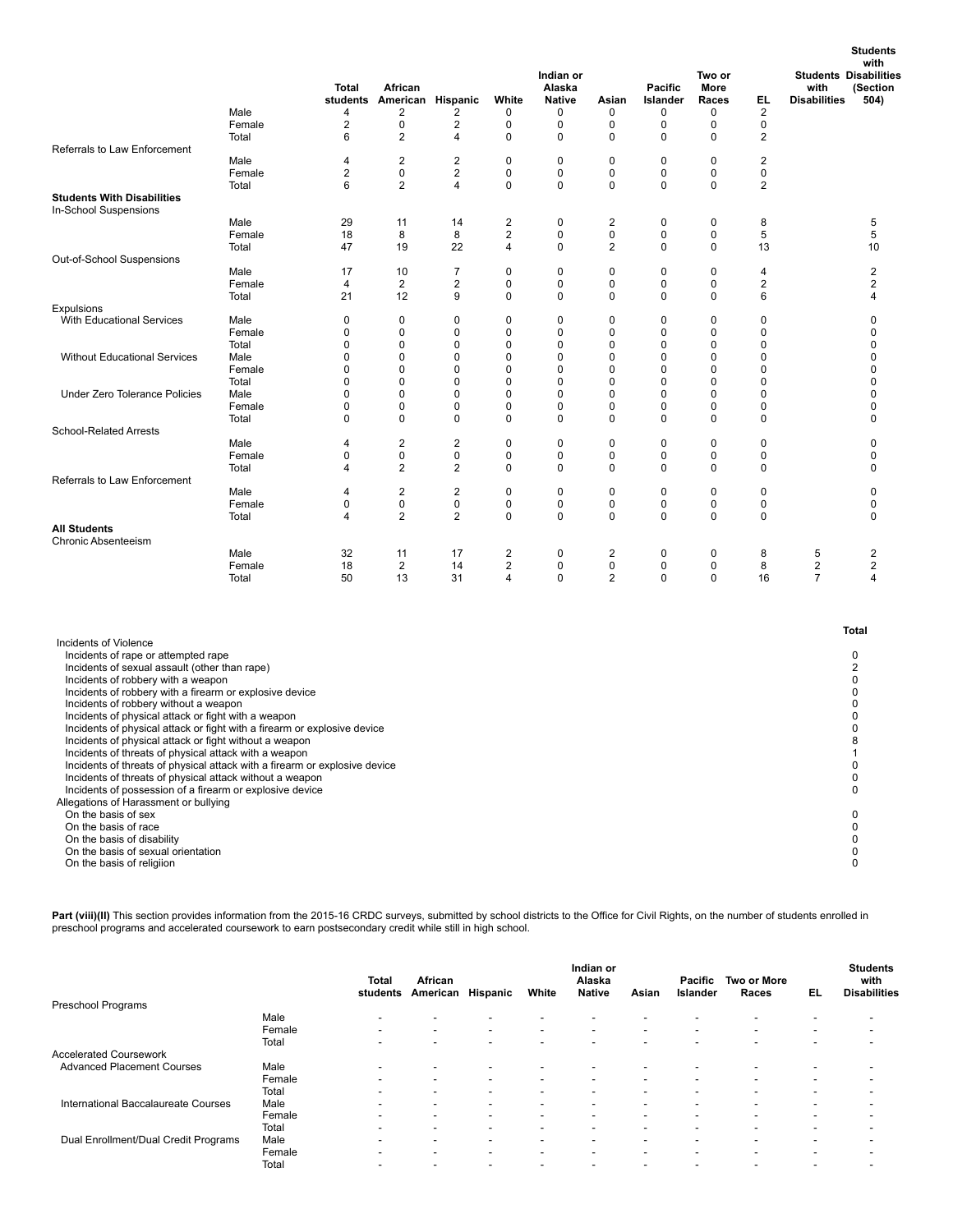| | | Total students | African American | Hispanic | White | Indian or Alaska Native | Asian | Pacific Islander | Two or More Races | EL | Students with Disabilities | Students with Disabilities (Section 504) |
|---|---|---|---|---|---|---|---|---|---|---|---|---|
| | Male | 4 | 2 | 2 | 0 | 0 | 0 | 0 | 0 | 2 | | |
| | Female | 2 | 0 | 2 | 0 | 0 | 0 | 0 | 0 | 0 | | |
| | Total | 6 | 2 | 4 | 0 | 0 | 0 | 0 | 0 | 2 | | |
| Referrals to Law Enforcement | | | | | | | | | | | | |
| | Male | 4 | 2 | 2 | 0 | 0 | 0 | 0 | 0 | 2 | | |
| | Female | 2 | 0 | 2 | 0 | 0 | 0 | 0 | 0 | 0 | | |
| | Total | 6 | 2 | 4 | 0 | 0 | 0 | 0 | 0 | 2 | | |
| **Students With Disabilities** | | | | | | | | | | | | |
| In-School Suspensions | | | | | | | | | | | | |
| | Male | 29 | 11 | 14 | 2 | 0 | 2 | 0 | 0 | 8 | | 5 |
| | Female | 18 | 8 | 8 | 2 | 0 | 0 | 0 | 0 | 5 | | 5 |
| | Total | 47 | 19 | 22 | 4 | 0 | 2 | 0 | 0 | 13 | | 10 |
| Out-of-School Suspensions | | | | | | | | | | | | |
| | Male | 17 | 10 | 7 | 0 | 0 | 0 | 0 | 0 | 4 | | 2 |
| | Female | 4 | 2 | 2 | 0 | 0 | 0 | 0 | 0 | 2 | | 2 |
| | Total | 21 | 12 | 9 | 0 | 0 | 0 | 0 | 0 | 6 | | 4 |
| Expulsions | | | | | | | | | | | | |
| With Educational Services | Male | 0 | 0 | 0 | 0 | 0 | 0 | 0 | 0 | 0 | | 0 |
| | Female | 0 | 0 | 0 | 0 | 0 | 0 | 0 | 0 | 0 | | 0 |
| | Total | 0 | 0 | 0 | 0 | 0 | 0 | 0 | 0 | 0 | | 0 |
| Without Educational Services | Male | 0 | 0 | 0 | 0 | 0 | 0 | 0 | 0 | 0 | | 0 |
| | Female | 0 | 0 | 0 | 0 | 0 | 0 | 0 | 0 | 0 | | 0 |
| | Total | 0 | 0 | 0 | 0 | 0 | 0 | 0 | 0 | 0 | | 0 |
| Under Zero Tolerance Policies | Male | 0 | 0 | 0 | 0 | 0 | 0 | 0 | 0 | 0 | | 0 |
| | Female | 0 | 0 | 0 | 0 | 0 | 0 | 0 | 0 | 0 | | 0 |
| | Total | 0 | 0 | 0 | 0 | 0 | 0 | 0 | 0 | 0 | | 0 |
| School-Related Arrests | | | | | | | | | | | | |
| | Male | 4 | 2 | 2 | 0 | 0 | 0 | 0 | 0 | 0 | | 0 |
| | Female | 0 | 0 | 0 | 0 | 0 | 0 | 0 | 0 | 0 | | 0 |
| | Total | 4 | 2 | 2 | 0 | 0 | 0 | 0 | 0 | 0 | | 0 |
| Referrals to Law Enforcement | | | | | | | | | | | | |
| | Male | 4 | 2 | 2 | 0 | 0 | 0 | 0 | 0 | 0 | | 0 |
| | Female | 0 | 0 | 0 | 0 | 0 | 0 | 0 | 0 | 0 | | 0 |
| | Total | 4 | 2 | 2 | 0 | 0 | 0 | 0 | 0 | 0 | | 0 |
| **All Students** | | | | | | | | | | | | |
| Chronic Absenteeism | | | | | | | | | | | | |
| | Male | 32 | 11 | 17 | 2 | 0 | 2 | 0 | 0 | 8 | 5 | 2 |
| | Female | 18 | 2 | 14 | 2 | 0 | 0 | 0 | 0 | 8 | 2 | 2 |
| | Total | 50 | 13 | 31 | 4 | 0 | 2 | 0 | 0 | 16 | 7 | 4 |

| | Total |
|---|---|
| Incidents of Violence | |
| Incidents of rape or attempted rape | 0 |
| Incidents of sexual assault (other than rape) | 2 |
| Incidents of robbery with a weapon | 0 |
| Incidents of robbery with a firearm or explosive device | 0 |
| Incidents of robbery without a weapon | 0 |
| Incidents of physical attack or fight with a weapon | 0 |
| Incidents of physical attack or fight with a firearm or explosive device | 0 |
| Incidents of physical attack or fight without a weapon | 8 |
| Incidents of threats of physical attack with a weapon | 1 |
| Incidents of threats of physical attack with a firearm or explosive device | 0 |
| Incidents of threats of physical attack without a weapon | 0 |
| Incidents of possession of a firearm or explosive device | 0 |
| Allegations of Harassment or bullying | |
| On the basis of sex | 0 |
| On the basis of race | 0 |
| On the basis of disability | 0 |
| On the basis of sexual orientation | 0 |
| On the basis of religiion | 0 |

**Part (viii)(II)** This section provides information from the 2015-16 CRDC surveys, submitted by school districts to the Office for Civil Rights, on the number of students enrolled in preschool programs and accelerated coursework to earn postsecondary credit while still in high school.

| | | Total students | African American | Hispanic | White | Indian or Alaska Native | Asian | Pacific Islander | Two or More Races | EL | Students with Disabilities |
|---|---|---|---|---|---|---|---|---|---|---|---|
| Preschool Programs | | | | | | | | | | | |
| | Male | - | - | - | - | - | - | - | - | - | - |
| | Female | - | - | - | - | - | - | - | - | - | - |
| | Total | - | - | - | - | - | - | - | - | - | - |
| Accelerated Coursework | | | | | | | | | | | |
| Advanced Placement Courses | Male | - | - | - | - | - | - | - | - | - | - |
| | Female | - | - | - | - | - | - | - | - | - | - |
| | Total | - | - | - | - | - | - | - | - | - | - |
| International Baccalaureate Courses | Male | - | - | - | - | - | - | - | - | - | - |
| | Female | - | - | - | - | - | - | - | - | - | - |
| | Total | - | - | - | - | - | - | - | - | - | - |
| Dual Enrollment/Dual Credit Programs | Male | - | - | - | - | - | - | - | - | - | - |
| | Female | - | - | - | - | - | - | - | - | - | - |
| | Total | - | - | - | - | - | - | - | - | - | - |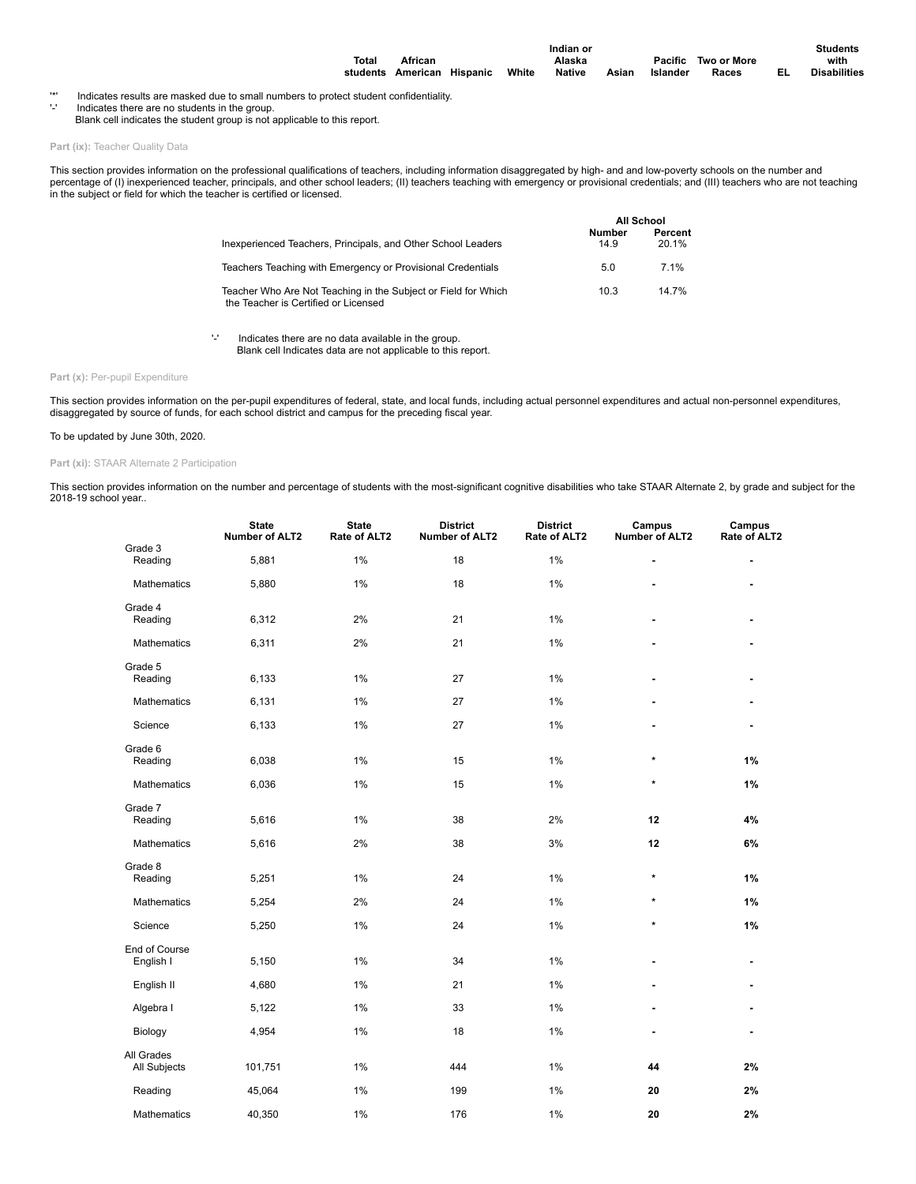| | Total students | African American | Hispanic | White | Indian or Alaska Native | Asian | Pacific Islander | Two or More Races | EL | Students with Disabilities |
|---|---|---|---|---|---|---|---|---|---|---|

'*' Indicates results are masked due to small numbers to protect student confidentiality.
'-' Indicates there are no students in the group.
Blank cell indicates the student group is not applicable to this report.

### Part (ix): Teacher Quality Data

This section provides information on the professional qualifications of teachers, including information disaggregated by high- and low-poverty schools on the number and percentage of (I) inexperienced teacher, principals, and other school leaders; (II) teachers teaching with emergency or provisional credentials; and (III) teachers who are not teaching in the subject or field for which the teacher is certified or licensed.

| | All School | |
|---|---|---|
| | Number | Percent |
| Inexperienced Teachers, Principals, and Other School Leaders | 14.9 | 20.1% |
| Teachers Teaching with Emergency or Provisional Credentials | 5.0 | 7.1% |
| Teacher Who Are Not Teaching in the Subject or Field for Which the Teacher is Certified or Licensed | 10.3 | 14.7% |

'-' Indicates there are no data available in the group.
Blank cell Indicates data are not applicable to this report.

### Part (x): Per-pupil Expenditure

This section provides information on the per-pupil expenditures of federal, state, and local funds, including actual personnel expenditures and actual non-personnel expenditures, disaggregated by source of funds, for each school district and campus for the preceding fiscal year.

To be updated by June 30th, 2020.

### Part (xi): STAAR Alternate 2 Participation

This section provides information on the number and percentage of students with the most-significant cognitive disabilities who take STAAR Alternate 2, by grade and subject for the 2018-19 school year..

| | State Number of ALT2 | State Rate of ALT2 | District Number of ALT2 | District Rate of ALT2 | Campus Number of ALT2 | Campus Rate of ALT2 |
|---|---|---|---|---|---|---|
| **Grade 3** | | | | | | |
| Reading | 5,881 | 1% | 18 | 1% | - | - |
| Mathematics | 5,880 | 1% | 18 | 1% | - | - |
| **Grade 4** | | | | | | |
| Reading | 6,312 | 2% | 21 | 1% | - | - |
| Mathematics | 6,311 | 2% | 21 | 1% | - | - |
| **Grade 5** | | | | | | |
| Reading | 6,133 | 1% | 27 | 1% | - | - |
| Mathematics | 6,131 | 1% | 27 | 1% | - | - |
| Science | 6,133 | 1% | 27 | 1% | - | - |
| **Grade 6** | | | | | | |
| Reading | 6,038 | 1% | 15 | 1% | * | **1%** |
| Mathematics | 6,036 | 1% | 15 | 1% | * | **1%** |
| **Grade 7** | | | | | | |
| Reading | 5,616 | 1% | 38 | 2% | **12** | **4%** |
| Mathematics | 5,616 | 2% | 38 | 3% | **12** | **6%** |
| **Grade 8** | | | | | | |
| Reading | 5,251 | 1% | 24 | 1% | * | **1%** |
| Mathematics | 5,254 | 2% | 24 | 1% | * | **1%** |
| Science | 5,250 | 1% | 24 | 1% | * | **1%** |
| **End of Course** | | | | | | |
| English I | 5,150 | 1% | 34 | 1% | - | - |
| English II | 4,680 | 1% | 21 | 1% | - | - |
| Algebra I | 5,122 | 1% | 33 | 1% | - | - |
| Biology | 4,954 | 1% | 18 | 1% | - | - |
| **All Grades** | | | | | | |
| All Subjects | 101,751 | 1% | 444 | 1% | **44** | **2%** |
| Reading | 45,064 | 1% | 199 | 1% | **20** | **2%** |
| Mathematics | 40,350 | 1% | 176 | 1% | **20** | **2%** |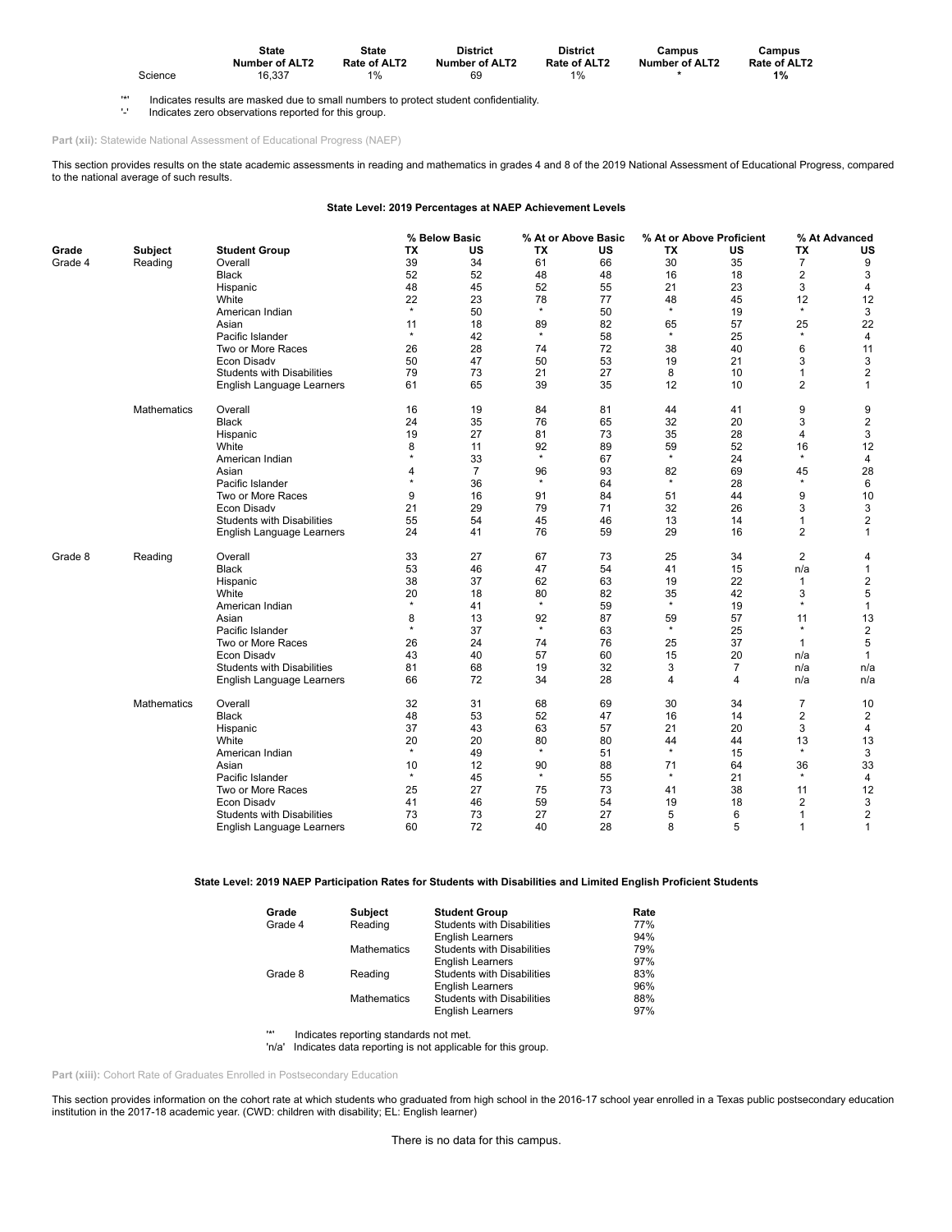| | State Number of ALT2 | State Rate of ALT2 | District Number of ALT2 | District Rate of ALT2 | Campus Number of ALT2 | Campus Rate of ALT2 |
|---|---|---|---|---|---|---|
| Science | 16,337 | 1% | 69 | 1% | * | **1%** |

'*' Indicates results are masked due to small numbers to protect student confidentiality.
'-' Indicates zero observations reported for this group.

**Part (xii):** Statewide National Assessment of Educational Progress (NAEP)

This section provides results on the state academic assessments in reading and mathematics in grades 4 and 8 of the 2019 National Assessment of Educational Progress, compared to the national average of such results.

### State Level: 2019 Percentages at NAEP Achievement Levels

| | | | % Below Basic | | % At or Above Basic | | % At or Above Proficient | | % At Advanced | |
|---|---|---|---|---|---|---|---|---|---|---|
| **Grade** | **Subject** | **Student Group** | **TX** | **US** | **TX** | **US** | **TX** | **US** | **TX** | **US** |
| Grade 4 | Reading | Overall | 39 | 34 | 61 | 66 | 30 | 35 | 7 | 9 |
| | | Black | 52 | 52 | 48 | 48 | 16 | 18 | 2 | 3 |
| | | Hispanic | 48 | 45 | 52 | 55 | 21 | 23 | 3 | 4 |
| | | White | 22 | 23 | 78 | 77 | 48 | 45 | 12 | 12 |
| | | American Indian | * | 50 | * | 50 | * | 19 | * | 3 |
| | | Asian | 11 | 18 | 89 | 82 | 65 | 57 | 25 | 22 |
| | | Pacific Islander | * | 42 | * | 58 | * | 25 | * | 4 |
| | | Two or More Races | 26 | 28 | 74 | 72 | 38 | 40 | 6 | 11 |
| | | Econ Disadv | 50 | 47 | 50 | 53 | 19 | 21 | 3 | 3 |
| | | Students with Disabilities | 79 | 73 | 21 | 27 | 8 | 10 | 1 | 2 |
| | | English Language Learners | 61 | 65 | 39 | 35 | 12 | 10 | 2 | 1 |
| | Mathematics | Overall | 16 | 19 | 84 | 81 | 44 | 41 | 9 | 9 |
| | | Black | 24 | 35 | 76 | 65 | 32 | 20 | 3 | 2 |
| | | Hispanic | 19 | 27 | 81 | 73 | 35 | 28 | 4 | 3 |
| | | White | 8 | 11 | 92 | 89 | 59 | 52 | 16 | 12 |
| | | American Indian | * | 33 | * | 67 | * | 24 | * | 4 |
| | | Asian | 4 | 7 | 96 | 93 | 82 | 69 | 45 | 28 |
| | | Pacific Islander | * | 36 | * | 64 | * | 28 | * | 6 |
| | | Two or More Races | 9 | 16 | 91 | 84 | 51 | 44 | 9 | 10 |
| | | Econ Disadv | 21 | 29 | 79 | 71 | 32 | 26 | 3 | 3 |
| | | Students with Disabilities | 55 | 54 | 45 | 46 | 13 | 14 | 1 | 2 |
| | | English Language Learners | 24 | 41 | 76 | 59 | 29 | 16 | 2 | 1 |
| Grade 8 | Reading | Overall | 33 | 27 | 67 | 73 | 25 | 34 | 2 | 4 |
| | | Black | 53 | 46 | 47 | 54 | 41 | 15 | n/a | 1 |
| | | Hispanic | 38 | 37 | 62 | 63 | 19 | 22 | 1 | 2 |
| | | White | 20 | 18 | 80 | 82 | 35 | 42 | 3 | 5 |
| | | American Indian | * | 41 | * | 59 | * | 19 | * | 1 |
| | | Asian | 8 | 13 | 92 | 87 | 59 | 57 | 11 | 13 |
| | | Pacific Islander | * | 37 | * | 63 | * | 25 | * | 2 |
| | | Two or More Races | 26 | 24 | 74 | 76 | 25 | 37 | 1 | 5 |
| | | Econ Disadv | 43 | 40 | 57 | 60 | 15 | 20 | n/a | 1 |
| | | Students with Disabilities | 81 | 68 | 19 | 32 | 3 | 7 | n/a | n/a |
| | | English Language Learners | 66 | 72 | 34 | 28 | 4 | 4 | n/a | n/a |
| | Mathematics | Overall | 32 | 31 | 68 | 69 | 30 | 34 | 7 | 10 |
| | | Black | 48 | 53 | 52 | 47 | 16 | 14 | 2 | 2 |
| | | Hispanic | 37 | 43 | 63 | 57 | 21 | 20 | 3 | 4 |
| | | White | 20 | 20 | 80 | 80 | 44 | 44 | 13 | 13 |
| | | American Indian | * | 49 | * | 51 | * | 15 | * | 3 |
| | | Asian | 10 | 12 | 90 | 88 | 71 | 64 | 36 | 33 |
| | | Pacific Islander | * | 45 | * | 55 | * | 21 | * | 4 |
| | | Two or More Races | 25 | 27 | 75 | 73 | 41 | 38 | 11 | 12 |
| | | Econ Disadv | 41 | 46 | 59 | 54 | 19 | 18 | 2 | 3 |
| | | Students with Disabilities | 73 | 73 | 27 | 27 | 5 | 6 | 1 | 2 |
| | | English Language Learners | 60 | 72 | 40 | 28 | 8 | 5 | 1 | 1 |

### State Level: 2019 NAEP Participation Rates for Students with Disabilities and Limited English Proficient Students

| Grade | Subject | Student Group | Rate |
|---|---|---|---|
| Grade 4 | Reading | Students with Disabilities | 77% |
| | | English Learners | 94% |
| | Mathematics | Students with Disabilities | 79% |
| | | English Learners | 97% |
| Grade 8 | Reading | Students with Disabilities | 83% |
| | | English Learners | 96% |
| | Mathematics | Students with Disabilities | 88% |
| | | English Learners | 97% |

'*' Indicates reporting standards not met.
'n/a' Indicates data reporting is not applicable for this group.

**Part (xiii):** Cohort Rate of Graduates Enrolled in Postsecondary Education

This section provides information on the cohort rate at which students who graduated from high school in the 2016-17 school year enrolled in a Texas public postsecondary education institution in the 2017-18 academic year. (CWD: children with disability; EL: English learner)

There is no data for this campus.